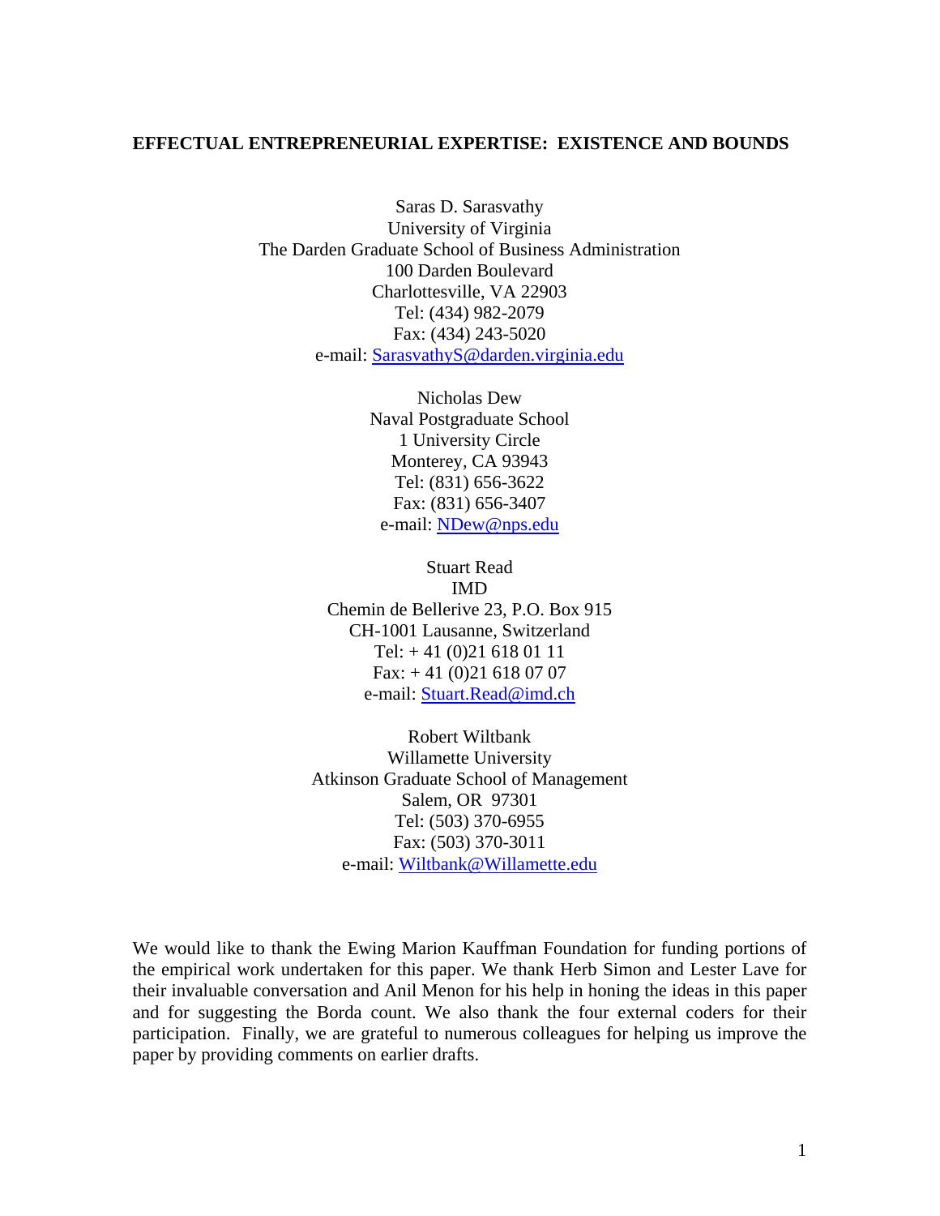# EFFECTUAL ENTREPRENEURIAL EXPERTISE: EXISTENCE AND BOUNDS

Saras D. Sarasvathy
University of Virginia
The Darden Graduate School of Business Administration
100 Darden Boulevard
Charlottesville, VA 22903
Tel: (434) 982-2079
Fax: (434) 243-5020
e-mail: SarasvathyS@darden.virginia.edu

Nicholas Dew
Naval Postgraduate School
1 University Circle
Monterey, CA 93943
Tel: (831) 656-3622
Fax: (831) 656-3407
e-mail: NDew@nps.edu

Stuart Read
IMD
Chemin de Bellerive 23, P.O. Box 915
CH-1001 Lausanne, Switzerland
Tel: + 41 (0)21 618 01 11
Fax: + 41 (0)21 618 07 07
e-mail: Stuart.Read@imd.ch

Robert Wiltbank
Willamette University
Atkinson Graduate School of Management
Salem, OR 97301
Tel: (503) 370-6955
Fax: (503) 370-3011
e-mail: Wiltbank@Willamette.edu

We would like to thank the Ewing Marion Kauffman Foundation for funding portions of the empirical work undertaken for this paper. We thank Herb Simon and Lester Lave for their invaluable conversation and Anil Menon for his help in honing the ideas in this paper and for suggesting the Borda count. We also thank the four external coders for their participation. Finally, we are grateful to numerous colleagues for helping us improve the paper by providing comments on earlier drafts.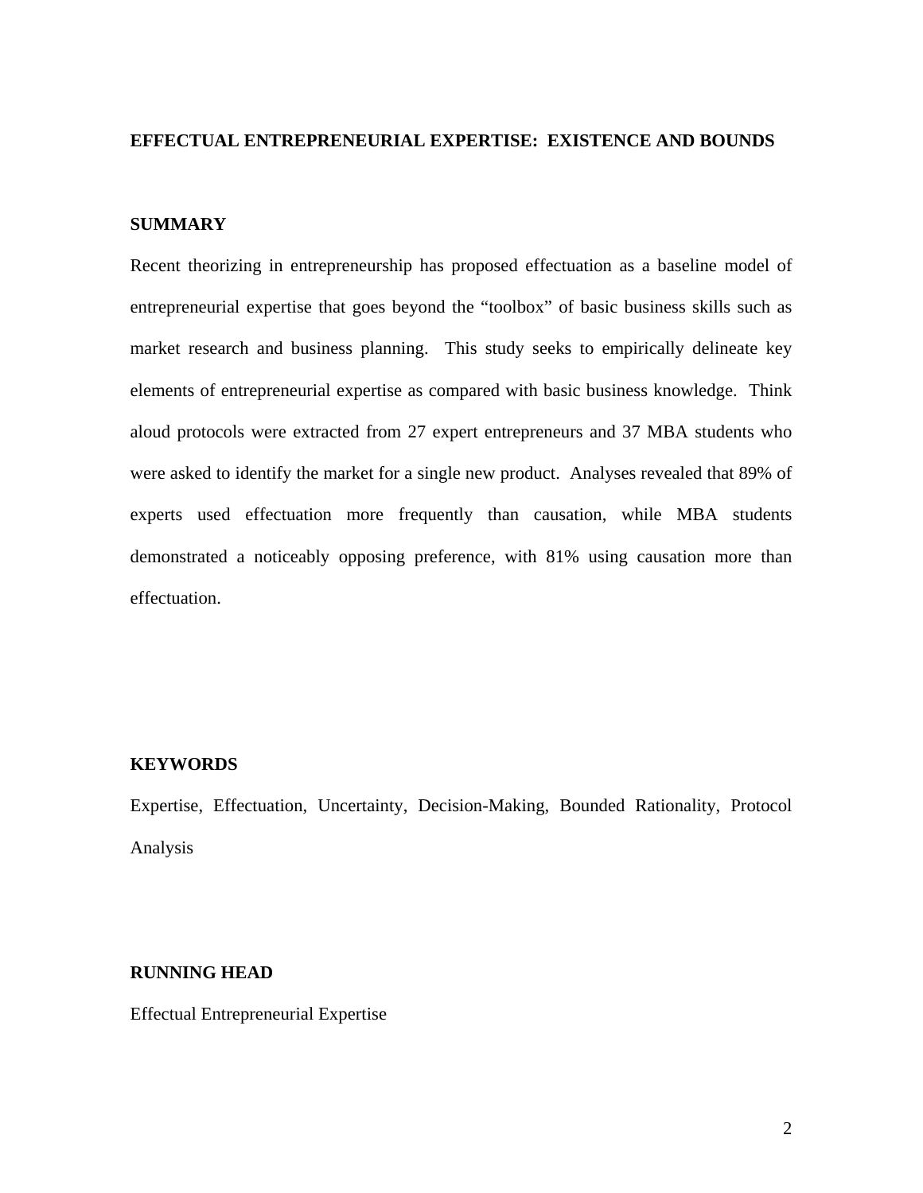# EFFECTUAL ENTREPRENEURIAL EXPERTISE: EXISTENCE AND BOUNDS

## SUMMARY

Recent theorizing in entrepreneurship has proposed effectuation as a baseline model of entrepreneurial expertise that goes beyond the "toolbox" of basic business skills such as market research and business planning. This study seeks to empirically delineate key elements of entrepreneurial expertise as compared with basic business knowledge. Think aloud protocols were extracted from 27 expert entrepreneurs and 37 MBA students who were asked to identify the market for a single new product. Analyses revealed that 89% of experts used effectuation more frequently than causation, while MBA students demonstrated a noticeably opposing preference, with 81% using causation more than effectuation.

## KEYWORDS

Expertise, Effectuation, Uncertainty, Decision-Making, Bounded Rationality, Protocol Analysis

## RUNNING HEAD

Effectual Entrepreneurial Expertise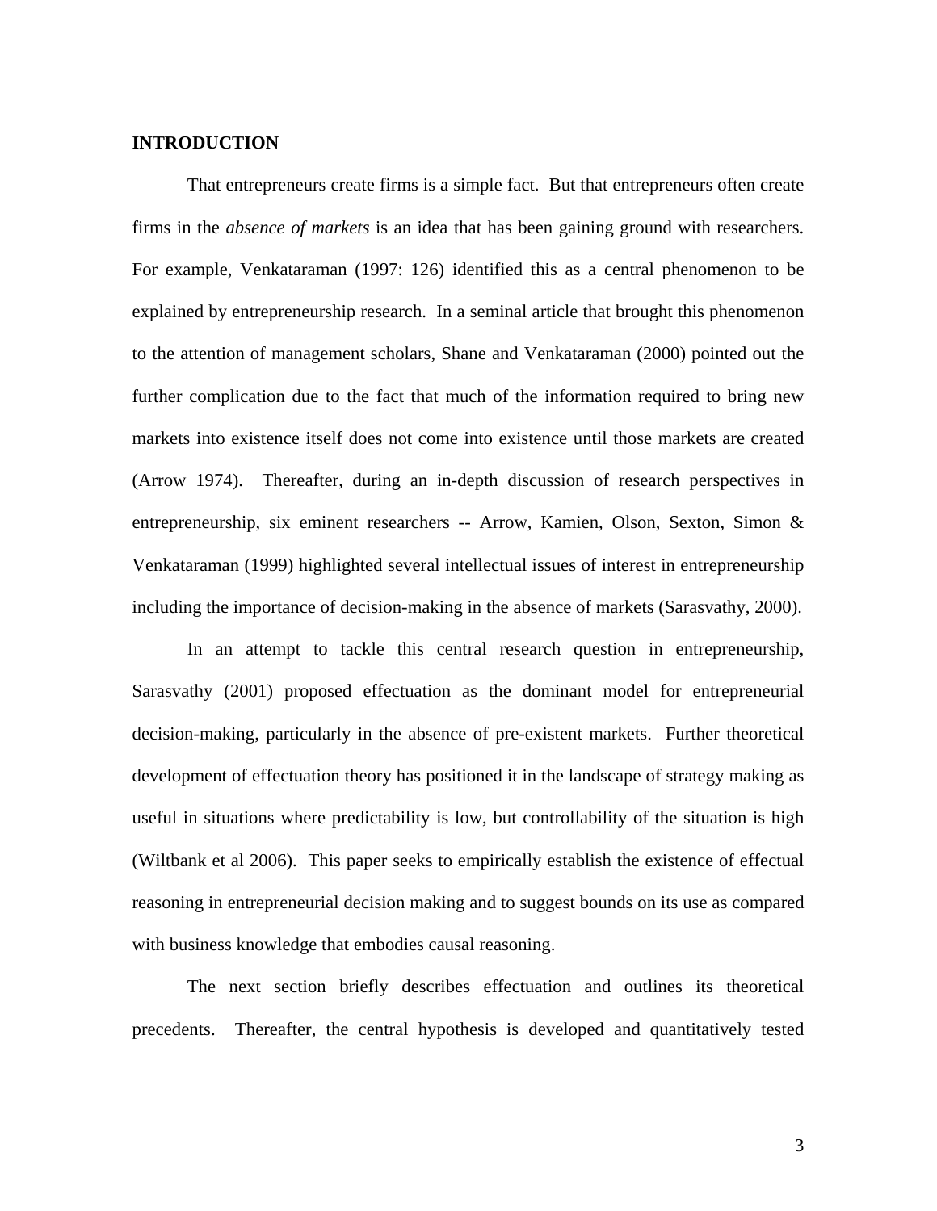## INTRODUCTION

That entrepreneurs create firms is a simple fact. But that entrepreneurs often create firms in the *absence of markets* is an idea that has been gaining ground with researchers. For example, Venkataraman (1997: 126) identified this as a central phenomenon to be explained by entrepreneurship research. In a seminal article that brought this phenomenon to the attention of management scholars, Shane and Venkataraman (2000) pointed out the further complication due to the fact that much of the information required to bring new markets into existence itself does not come into existence until those markets are created (Arrow 1974). Thereafter, during an in-depth discussion of research perspectives in entrepreneurship, six eminent researchers -- Arrow, Kamien, Olson, Sexton, Simon & Venkataraman (1999) highlighted several intellectual issues of interest in entrepreneurship including the importance of decision-making in the absence of markets (Sarasvathy, 2000).

In an attempt to tackle this central research question in entrepreneurship, Sarasvathy (2001) proposed effectuation as the dominant model for entrepreneurial decision-making, particularly in the absence of pre-existent markets. Further theoretical development of effectuation theory has positioned it in the landscape of strategy making as useful in situations where predictability is low, but controllability of the situation is high (Wiltbank et al 2006). This paper seeks to empirically establish the existence of effectual reasoning in entrepreneurial decision making and to suggest bounds on its use as compared with business knowledge that embodies causal reasoning.

The next section briefly describes effectuation and outlines its theoretical precedents. Thereafter, the central hypothesis is developed and quantitatively tested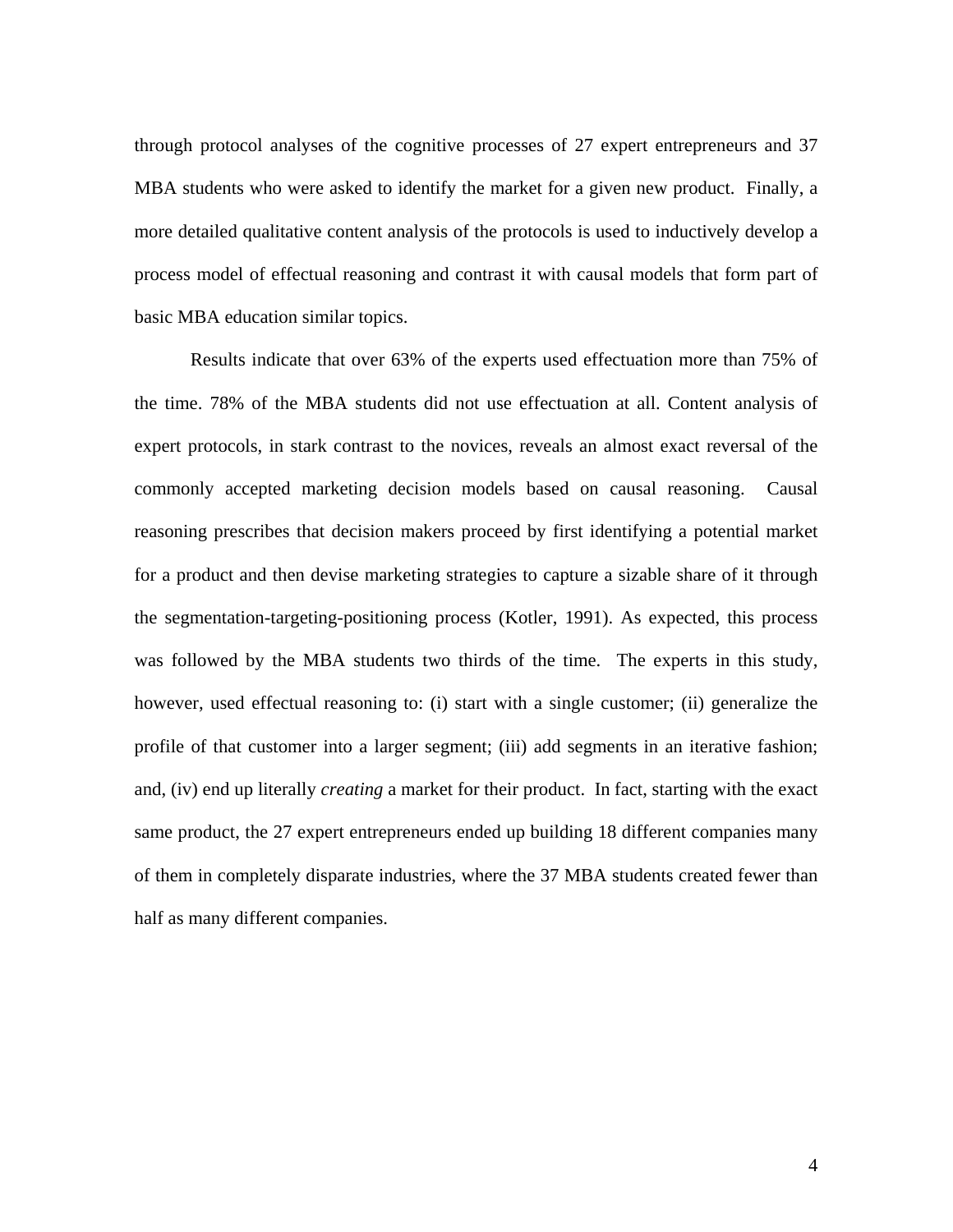through protocol analyses of the cognitive processes of 27 expert entrepreneurs and 37 MBA students who were asked to identify the market for a given new product. Finally, a more detailed qualitative content analysis of the protocols is used to inductively develop a process model of effectual reasoning and contrast it with causal models that form part of basic MBA education similar topics.

Results indicate that over 63% of the experts used effectuation more than 75% of the time. 78% of the MBA students did not use effectuation at all. Content analysis of expert protocols, in stark contrast to the novices, reveals an almost exact reversal of the commonly accepted marketing decision models based on causal reasoning. Causal reasoning prescribes that decision makers proceed by first identifying a potential market for a product and then devise marketing strategies to capture a sizable share of it through the segmentation-targeting-positioning process (Kotler, 1991). As expected, this process was followed by the MBA students two thirds of the time. The experts in this study, however, used effectual reasoning to: (i) start with a single customer; (ii) generalize the profile of that customer into a larger segment; (iii) add segments in an iterative fashion; and, (iv) end up literally *creating* a market for their product. In fact, starting with the exact same product, the 27 expert entrepreneurs ended up building 18 different companies many of them in completely disparate industries, where the 37 MBA students created fewer than half as many different companies.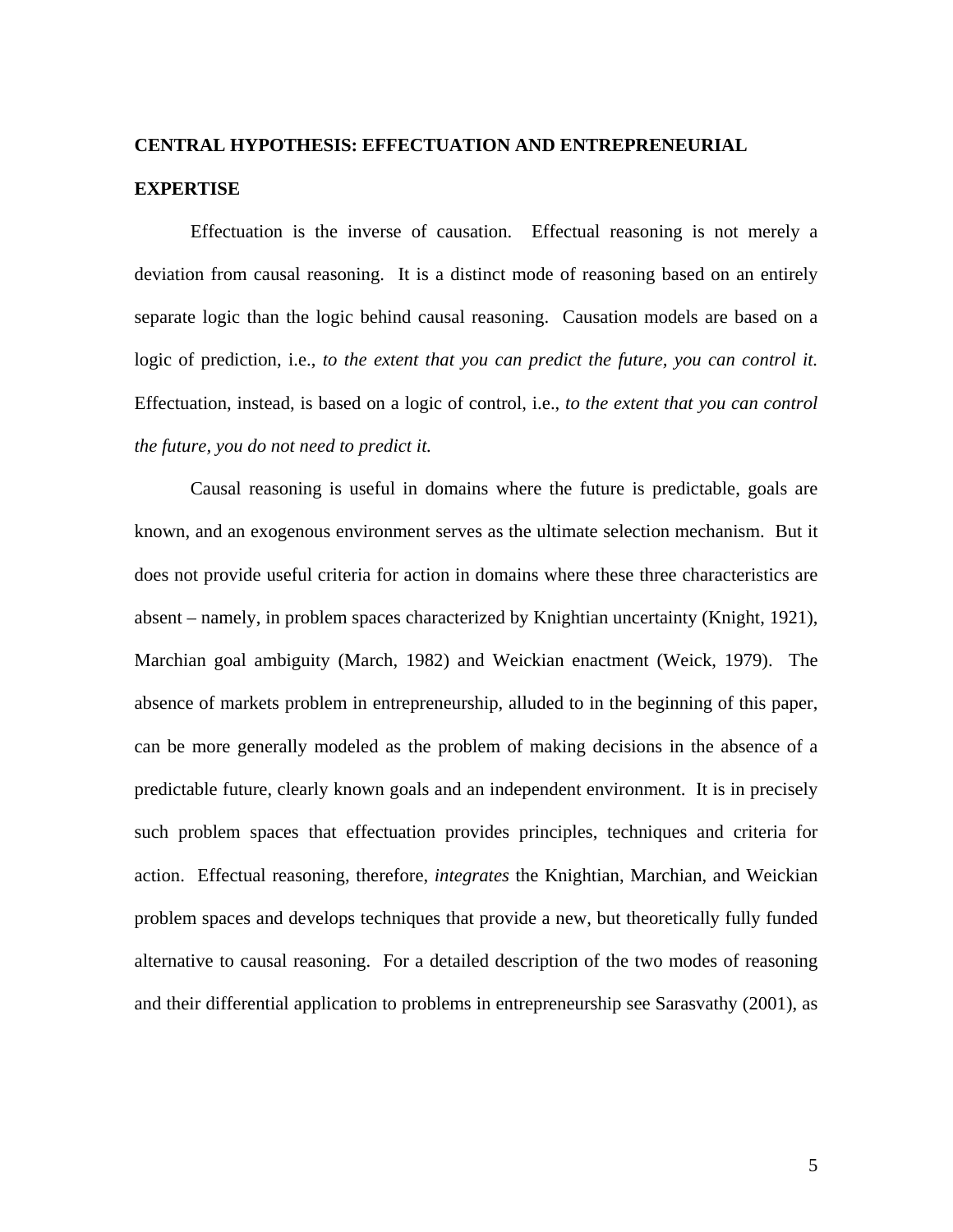## CENTRAL HYPOTHESIS: EFFECTUATION AND ENTREPRENEURIAL EXPERTISE

Effectuation is the inverse of causation. Effectual reasoning is not merely a deviation from causal reasoning. It is a distinct mode of reasoning based on an entirely separate logic than the logic behind causal reasoning. Causation models are based on a logic of prediction, i.e., *to the extent that you can predict the future, you can control it.* Effectuation, instead, is based on a logic of control, i.e., *to the extent that you can control the future, you do not need to predict it.*

Causal reasoning is useful in domains where the future is predictable, goals are known, and an exogenous environment serves as the ultimate selection mechanism. But it does not provide useful criteria for action in domains where these three characteristics are absent – namely, in problem spaces characterized by Knightian uncertainty (Knight, 1921), Marchian goal ambiguity (March, 1982) and Weickian enactment (Weick, 1979). The absence of markets problem in entrepreneurship, alluded to in the beginning of this paper, can be more generally modeled as the problem of making decisions in the absence of a predictable future, clearly known goals and an independent environment. It is in precisely such problem spaces that effectuation provides principles, techniques and criteria for action. Effectual reasoning, therefore, *integrates* the Knightian, Marchian, and Weickian problem spaces and develops techniques that provide a new, but theoretically fully funded alternative to causal reasoning. For a detailed description of the two modes of reasoning and their differential application to problems in entrepreneurship see Sarasvathy (2001), as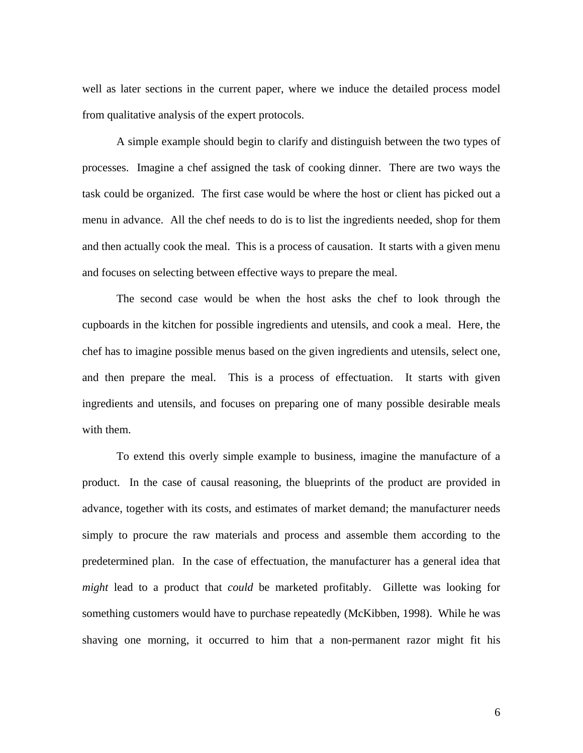well as later sections in the current paper, where we induce the detailed process model from qualitative analysis of the expert protocols.

A simple example should begin to clarify and distinguish between the two types of processes. Imagine a chef assigned the task of cooking dinner. There are two ways the task could be organized. The first case would be where the host or client has picked out a menu in advance. All the chef needs to do is to list the ingredients needed, shop for them and then actually cook the meal. This is a process of causation. It starts with a given menu and focuses on selecting between effective ways to prepare the meal.

The second case would be when the host asks the chef to look through the cupboards in the kitchen for possible ingredients and utensils, and cook a meal. Here, the chef has to imagine possible menus based on the given ingredients and utensils, select one, and then prepare the meal. This is a process of effectuation. It starts with given ingredients and utensils, and focuses on preparing one of many possible desirable meals with them.

To extend this overly simple example to business, imagine the manufacture of a product. In the case of causal reasoning, the blueprints of the product are provided in advance, together with its costs, and estimates of market demand; the manufacturer needs simply to procure the raw materials and process and assemble them according to the predetermined plan. In the case of effectuation, the manufacturer has a general idea that *might* lead to a product that *could* be marketed profitably. Gillette was looking for something customers would have to purchase repeatedly (McKibben, 1998). While he was shaving one morning, it occurred to him that a non-permanent razor might fit his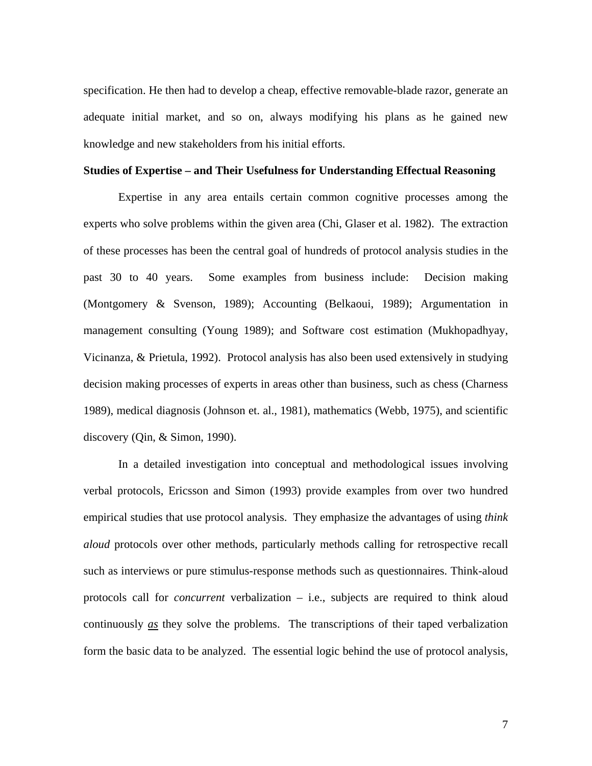specification. He then had to develop a cheap, effective removable-blade razor, generate an adequate initial market, and so on, always modifying his plans as he gained new knowledge and new stakeholders from his initial efforts.

**Studies of Expertise – and Their Usefulness for Understanding Effectual Reasoning**

Expertise in any area entails certain common cognitive processes among the experts who solve problems within the given area (Chi, Glaser et al. 1982). The extraction of these processes has been the central goal of hundreds of protocol analysis studies in the past 30 to 40 years. Some examples from business include: Decision making (Montgomery & Svenson, 1989); Accounting (Belkaoui, 1989); Argumentation in management consulting (Young 1989); and Software cost estimation (Mukhopadhyay, Vicinanza, & Prietula, 1992). Protocol analysis has also been used extensively in studying decision making processes of experts in areas other than business, such as chess (Charness 1989), medical diagnosis (Johnson et. al., 1981), mathematics (Webb, 1975), and scientific discovery (Qin, & Simon, 1990).

In a detailed investigation into conceptual and methodological issues involving verbal protocols, Ericsson and Simon (1993) provide examples from over two hundred empirical studies that use protocol analysis. They emphasize the advantages of using *think aloud* protocols over other methods, particularly methods calling for retrospective recall such as interviews or pure stimulus-response methods such as questionnaires. Think-aloud protocols call for *concurrent* verbalization – i.e., subjects are required to think aloud continuously ***as*** they solve the problems. The transcriptions of their taped verbalization form the basic data to be analyzed. The essential logic behind the use of protocol analysis,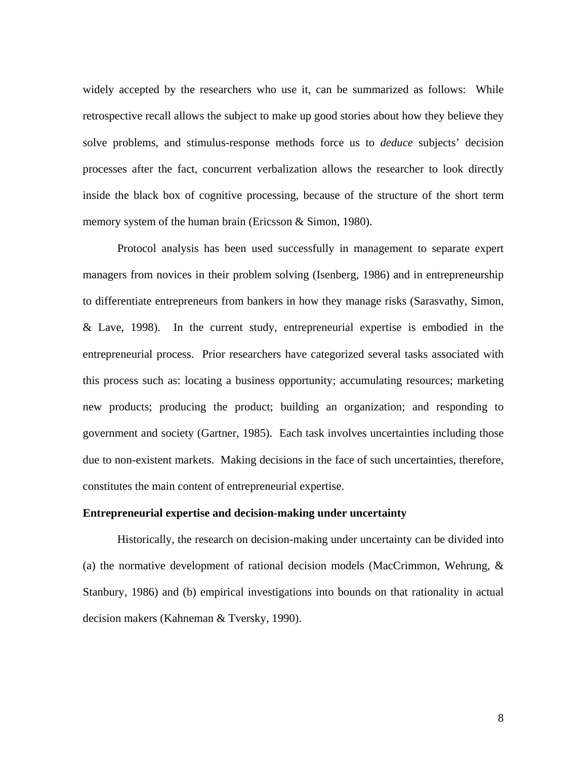widely accepted by the researchers who use it, can be summarized as follows: While retrospective recall allows the subject to make up good stories about how they believe they solve problems, and stimulus-response methods force us to *deduce* subjects' decision processes after the fact, concurrent verbalization allows the researcher to look directly inside the black box of cognitive processing, because of the structure of the short term memory system of the human brain (Ericsson & Simon, 1980).

Protocol analysis has been used successfully in management to separate expert managers from novices in their problem solving (Isenberg, 1986) and in entrepreneurship to differentiate entrepreneurs from bankers in how they manage risks (Sarasvathy, Simon, & Lave, 1998). In the current study, entrepreneurial expertise is embodied in the entrepreneurial process. Prior researchers have categorized several tasks associated with this process such as: locating a business opportunity; accumulating resources; marketing new products; producing the product; building an organization; and responding to government and society (Gartner, 1985). Each task involves uncertainties including those due to non-existent markets. Making decisions in the face of such uncertainties, therefore, constitutes the main content of entrepreneurial expertise.

**Entrepreneurial expertise and decision-making under uncertainty**

Historically, the research on decision-making under uncertainty can be divided into (a) the normative development of rational decision models (MacCrimmon, Wehrung, & Stanbury, 1986) and (b) empirical investigations into bounds on that rationality in actual decision makers (Kahneman & Tversky, 1990).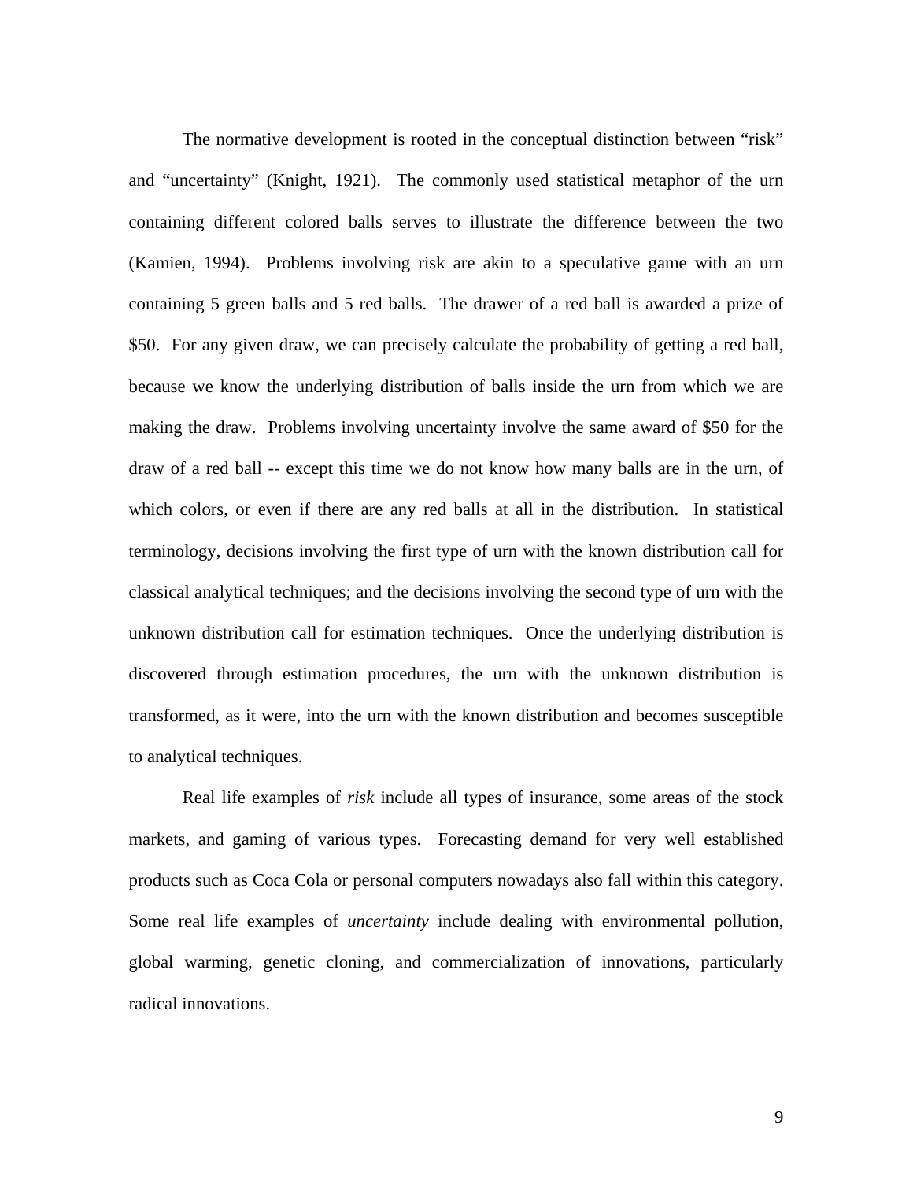The normative development is rooted in the conceptual distinction between "risk" and "uncertainty" (Knight, 1921). The commonly used statistical metaphor of the urn containing different colored balls serves to illustrate the difference between the two (Kamien, 1994). Problems involving risk are akin to a speculative game with an urn containing 5 green balls and 5 red balls. The drawer of a red ball is awarded a prize of $50. For any given draw, we can precisely calculate the probability of getting a red ball, because we know the underlying distribution of balls inside the urn from which we are making the draw. Problems involving uncertainty involve the same award of $50 for the draw of a red ball -- except this time we do not know how many balls are in the urn, of which colors, or even if there are any red balls at all in the distribution. In statistical terminology, decisions involving the first type of urn with the known distribution call for classical analytical techniques; and the decisions involving the second type of urn with the unknown distribution call for estimation techniques. Once the underlying distribution is discovered through estimation procedures, the urn with the unknown distribution is transformed, as it were, into the urn with the known distribution and becomes susceptible to analytical techniques.

Real life examples of *risk* include all types of insurance, some areas of the stock markets, and gaming of various types. Forecasting demand for very well established products such as Coca Cola or personal computers nowadays also fall within this category. Some real life examples of *uncertainty* include dealing with environmental pollution, global warming, genetic cloning, and commercialization of innovations, particularly radical innovations.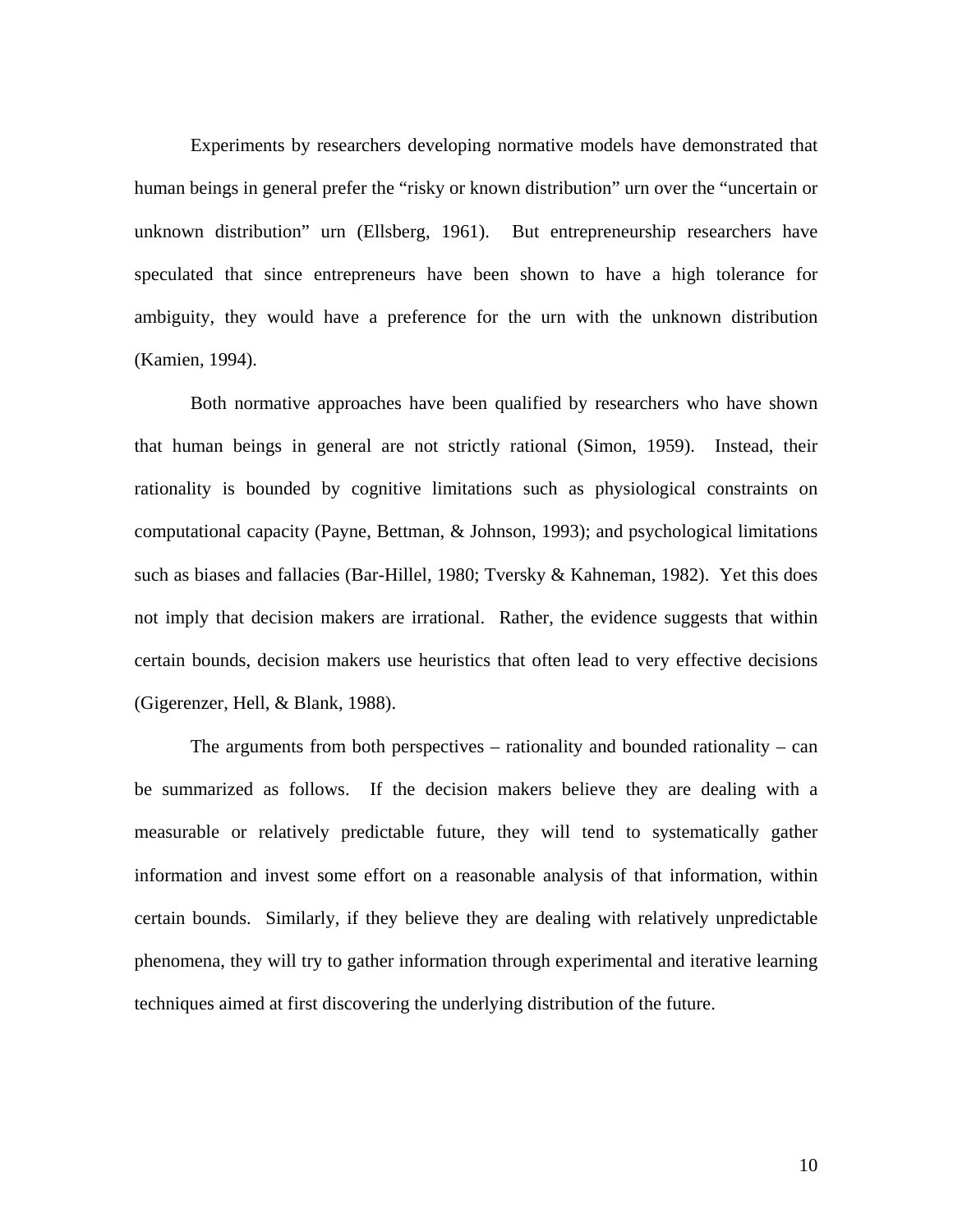Experiments by researchers developing normative models have demonstrated that human beings in general prefer the "risky or known distribution" urn over the "uncertain or unknown distribution" urn (Ellsberg, 1961). But entrepreneurship researchers have speculated that since entrepreneurs have been shown to have a high tolerance for ambiguity, they would have a preference for the urn with the unknown distribution (Kamien, 1994).

Both normative approaches have been qualified by researchers who have shown that human beings in general are not strictly rational (Simon, 1959). Instead, their rationality is bounded by cognitive limitations such as physiological constraints on computational capacity (Payne, Bettman, & Johnson, 1993); and psychological limitations such as biases and fallacies (Bar-Hillel, 1980; Tversky & Kahneman, 1982). Yet this does not imply that decision makers are irrational. Rather, the evidence suggests that within certain bounds, decision makers use heuristics that often lead to very effective decisions (Gigerenzer, Hell, & Blank, 1988).

The arguments from both perspectives – rationality and bounded rationality – can be summarized as follows. If the decision makers believe they are dealing with a measurable or relatively predictable future, they will tend to systematically gather information and invest some effort on a reasonable analysis of that information, within certain bounds. Similarly, if they believe they are dealing with relatively unpredictable phenomena, they will try to gather information through experimental and iterative learning techniques aimed at first discovering the underlying distribution of the future.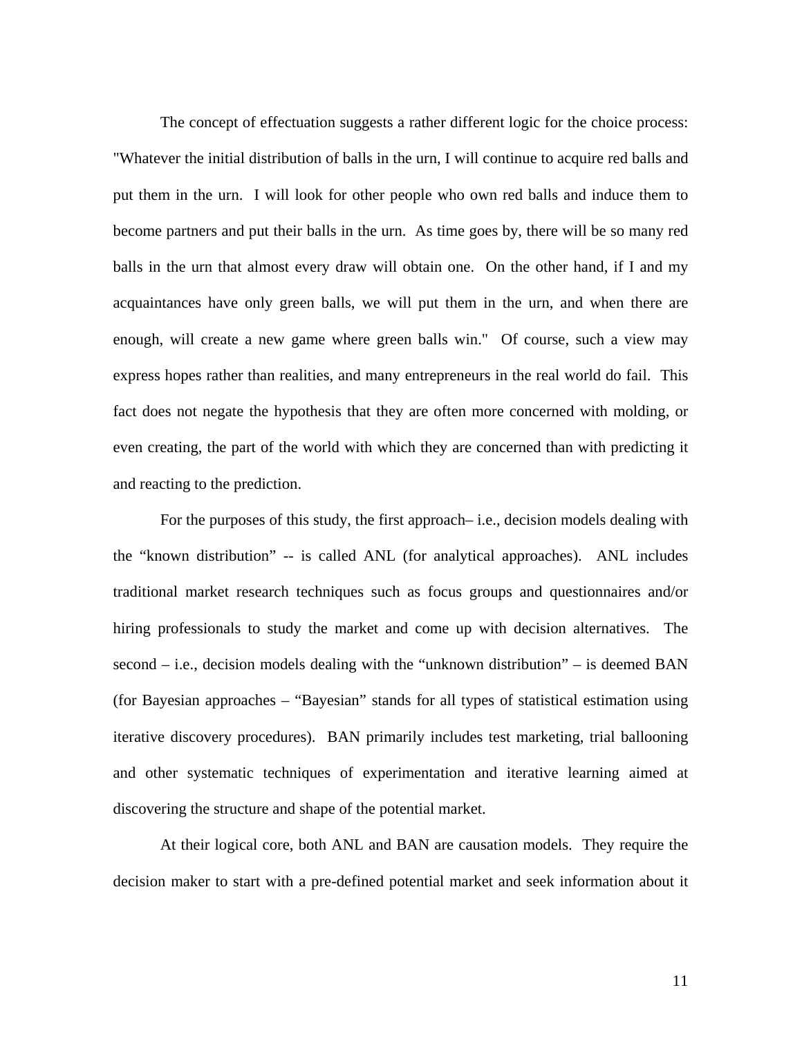The concept of effectuation suggests a rather different logic for the choice process: "Whatever the initial distribution of balls in the urn, I will continue to acquire red balls and put them in the urn. I will look for other people who own red balls and induce them to become partners and put their balls in the urn. As time goes by, there will be so many red balls in the urn that almost every draw will obtain one. On the other hand, if I and my acquaintances have only green balls, we will put them in the urn, and when there are enough, will create a new game where green balls win." Of course, such a view may express hopes rather than realities, and many entrepreneurs in the real world do fail. This fact does not negate the hypothesis that they are often more concerned with molding, or even creating, the part of the world with which they are concerned than with predicting it and reacting to the prediction.

For the purposes of this study, the first approach– i.e., decision models dealing with the "known distribution" -- is called ANL (for analytical approaches). ANL includes traditional market research techniques such as focus groups and questionnaires and/or hiring professionals to study the market and come up with decision alternatives. The second – i.e., decision models dealing with the "unknown distribution" – is deemed BAN (for Bayesian approaches – "Bayesian" stands for all types of statistical estimation using iterative discovery procedures). BAN primarily includes test marketing, trial ballooning and other systematic techniques of experimentation and iterative learning aimed at discovering the structure and shape of the potential market.

At their logical core, both ANL and BAN are causation models. They require the decision maker to start with a pre-defined potential market and seek information about it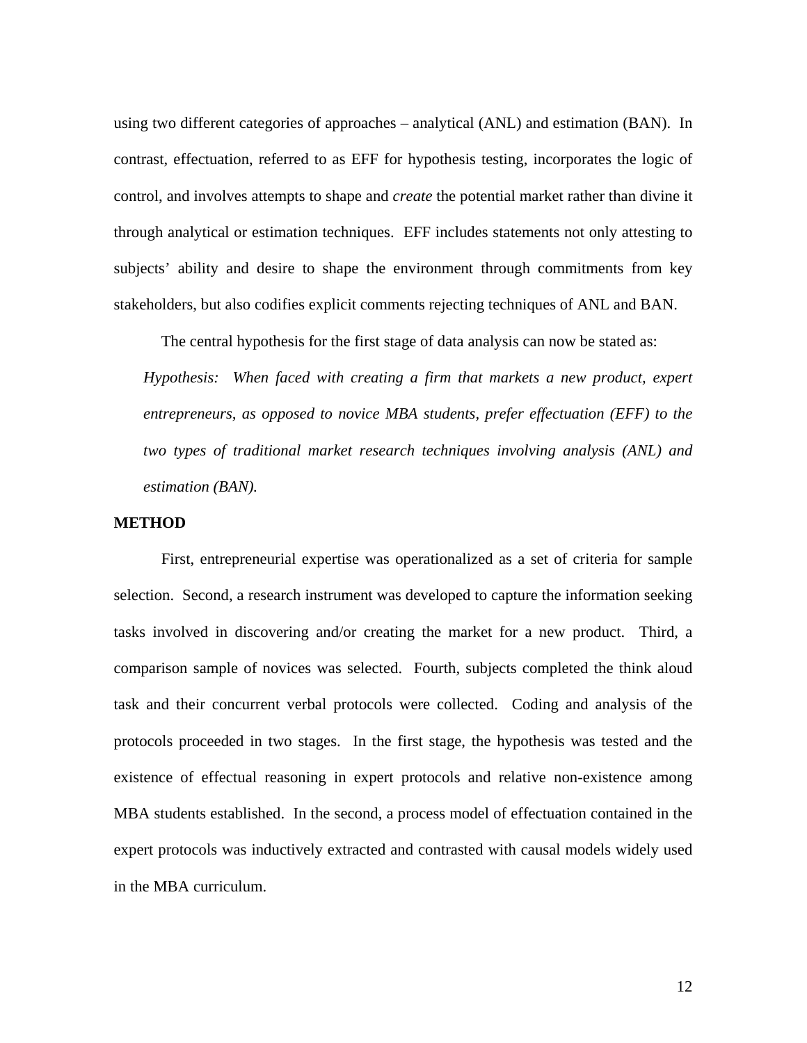using two different categories of approaches – analytical (ANL) and estimation (BAN). In contrast, effectuation, referred to as EFF for hypothesis testing, incorporates the logic of control, and involves attempts to shape and *create* the potential market rather than divine it through analytical or estimation techniques. EFF includes statements not only attesting to subjects' ability and desire to shape the environment through commitments from key stakeholders, but also codifies explicit comments rejecting techniques of ANL and BAN.

The central hypothesis for the first stage of data analysis can now be stated as:

*Hypothesis: When faced with creating a firm that markets a new product, expert entrepreneurs, as opposed to novice MBA students, prefer effectuation (EFF) to the two types of traditional market research techniques involving analysis (ANL) and estimation (BAN).*

**METHOD**

First, entrepreneurial expertise was operationalized as a set of criteria for sample selection. Second, a research instrument was developed to capture the information seeking tasks involved in discovering and/or creating the market for a new product. Third, a comparison sample of novices was selected. Fourth, subjects completed the think aloud task and their concurrent verbal protocols were collected. Coding and analysis of the protocols proceeded in two stages. In the first stage, the hypothesis was tested and the existence of effectual reasoning in expert protocols and relative non-existence among MBA students established. In the second, a process model of effectuation contained in the expert protocols was inductively extracted and contrasted with causal models widely used in the MBA curriculum.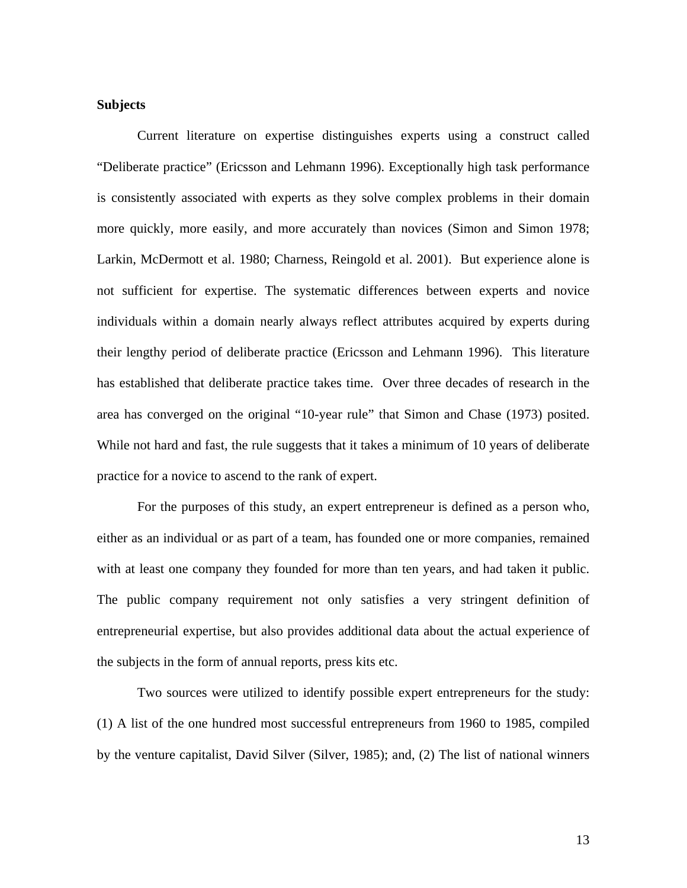**Subjects**

Current literature on expertise distinguishes experts using a construct called “Deliberate practice” (Ericsson and Lehmann 1996). Exceptionally high task performance is consistently associated with experts as they solve complex problems in their domain more quickly, more easily, and more accurately than novices (Simon and Simon 1978; Larkin, McDermott et al. 1980; Charness, Reingold et al. 2001). But experience alone is not sufficient for expertise. The systematic differences between experts and novice individuals within a domain nearly always reflect attributes acquired by experts during their lengthy period of deliberate practice (Ericsson and Lehmann 1996). This literature has established that deliberate practice takes time. Over three decades of research in the area has converged on the original “10-year rule” that Simon and Chase (1973) posited. While not hard and fast, the rule suggests that it takes a minimum of 10 years of deliberate practice for a novice to ascend to the rank of expert.

For the purposes of this study, an expert entrepreneur is defined as a person who, either as an individual or as part of a team, has founded one or more companies, remained with at least one company they founded for more than ten years, and had taken it public. The public company requirement not only satisfies a very stringent definition of entrepreneurial expertise, but also provides additional data about the actual experience of the subjects in the form of annual reports, press kits etc.

Two sources were utilized to identify possible expert entrepreneurs for the study: (1) A list of the one hundred most successful entrepreneurs from 1960 to 1985, compiled by the venture capitalist, David Silver (Silver, 1985); and, (2) The list of national winners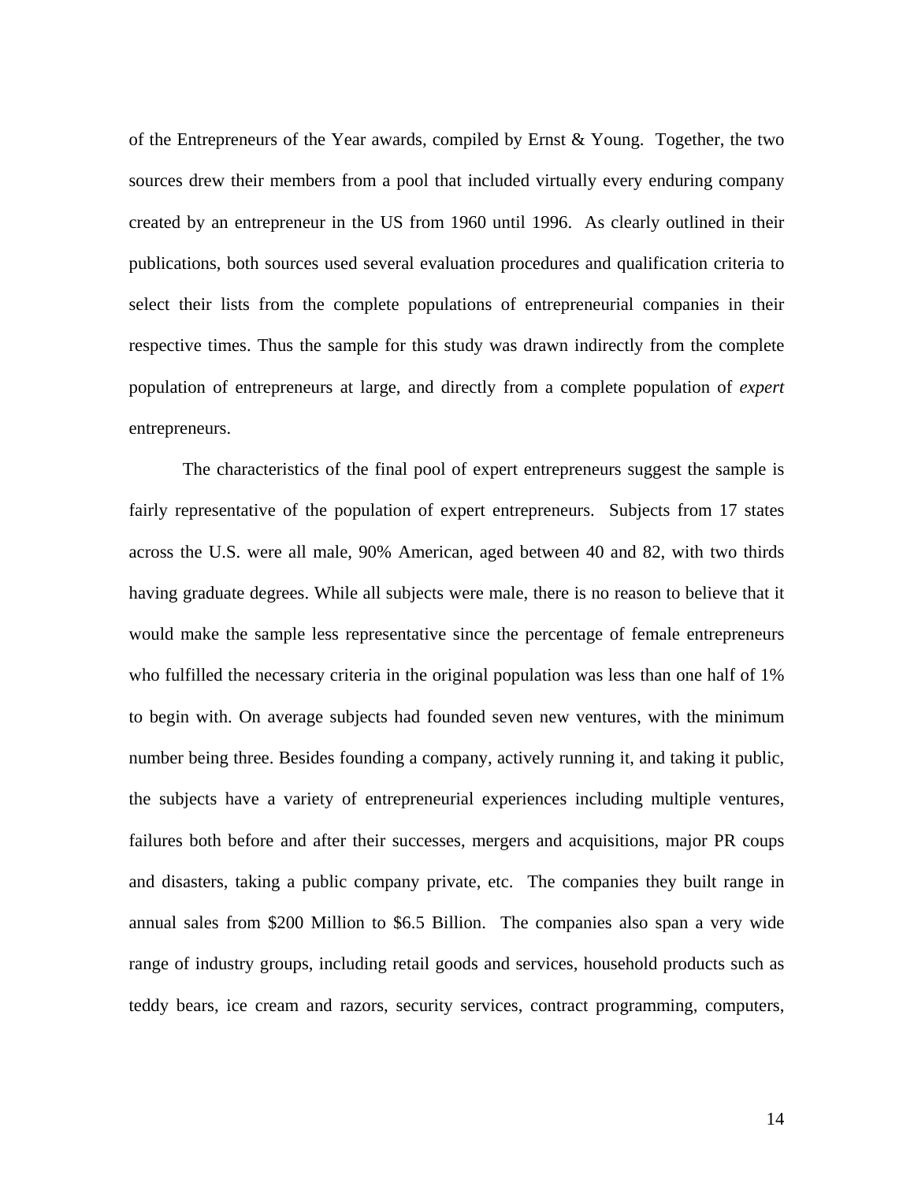of the Entrepreneurs of the Year awards, compiled by Ernst & Young. Together, the two sources drew their members from a pool that included virtually every enduring company created by an entrepreneur in the US from 1960 until 1996. As clearly outlined in their publications, both sources used several evaluation procedures and qualification criteria to select their lists from the complete populations of entrepreneurial companies in their respective times. Thus the sample for this study was drawn indirectly from the complete population of entrepreneurs at large, and directly from a complete population of *expert* entrepreneurs.

The characteristics of the final pool of expert entrepreneurs suggest the sample is fairly representative of the population of expert entrepreneurs. Subjects from 17 states across the U.S. were all male, 90% American, aged between 40 and 82, with two thirds having graduate degrees. While all subjects were male, there is no reason to believe that it would make the sample less representative since the percentage of female entrepreneurs who fulfilled the necessary criteria in the original population was less than one half of 1% to begin with. On average subjects had founded seven new ventures, with the minimum number being three. Besides founding a company, actively running it, and taking it public, the subjects have a variety of entrepreneurial experiences including multiple ventures, failures both before and after their successes, mergers and acquisitions, major PR coups and disasters, taking a public company private, etc. The companies they built range in annual sales from $200 Million to $6.5 Billion. The companies also span a very wide range of industry groups, including retail goods and services, household products such as teddy bears, ice cream and razors, security services, contract programming, computers,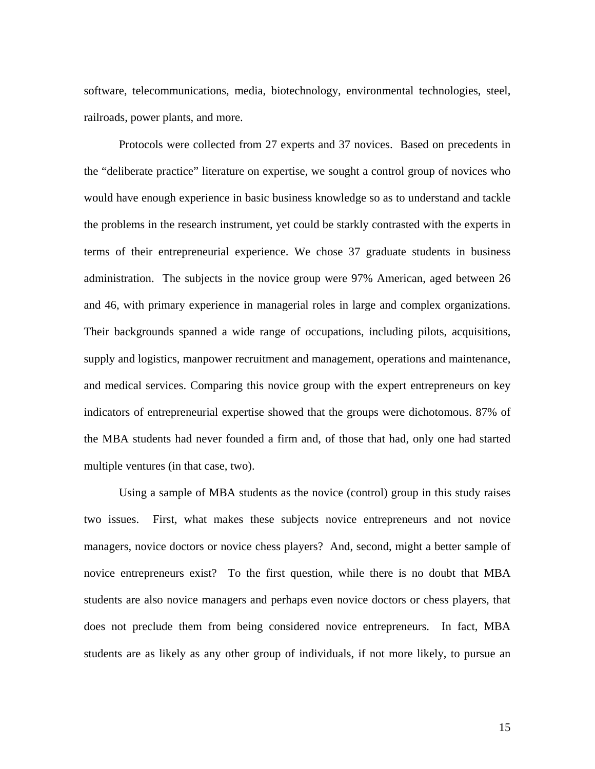software, telecommunications, media, biotechnology, environmental technologies, steel, railroads, power plants, and more.

Protocols were collected from 27 experts and 37 novices. Based on precedents in the "deliberate practice" literature on expertise, we sought a control group of novices who would have enough experience in basic business knowledge so as to understand and tackle the problems in the research instrument, yet could be starkly contrasted with the experts in terms of their entrepreneurial experience. We chose 37 graduate students in business administration. The subjects in the novice group were 97% American, aged between 26 and 46, with primary experience in managerial roles in large and complex organizations. Their backgrounds spanned a wide range of occupations, including pilots, acquisitions, supply and logistics, manpower recruitment and management, operations and maintenance, and medical services. Comparing this novice group with the expert entrepreneurs on key indicators of entrepreneurial expertise showed that the groups were dichotomous. 87% of the MBA students had never founded a firm and, of those that had, only one had started multiple ventures (in that case, two).

Using a sample of MBA students as the novice (control) group in this study raises two issues. First, what makes these subjects novice entrepreneurs and not novice managers, novice doctors or novice chess players? And, second, might a better sample of novice entrepreneurs exist? To the first question, while there is no doubt that MBA students are also novice managers and perhaps even novice doctors or chess players, that does not preclude them from being considered novice entrepreneurs. In fact, MBA students are as likely as any other group of individuals, if not more likely, to pursue an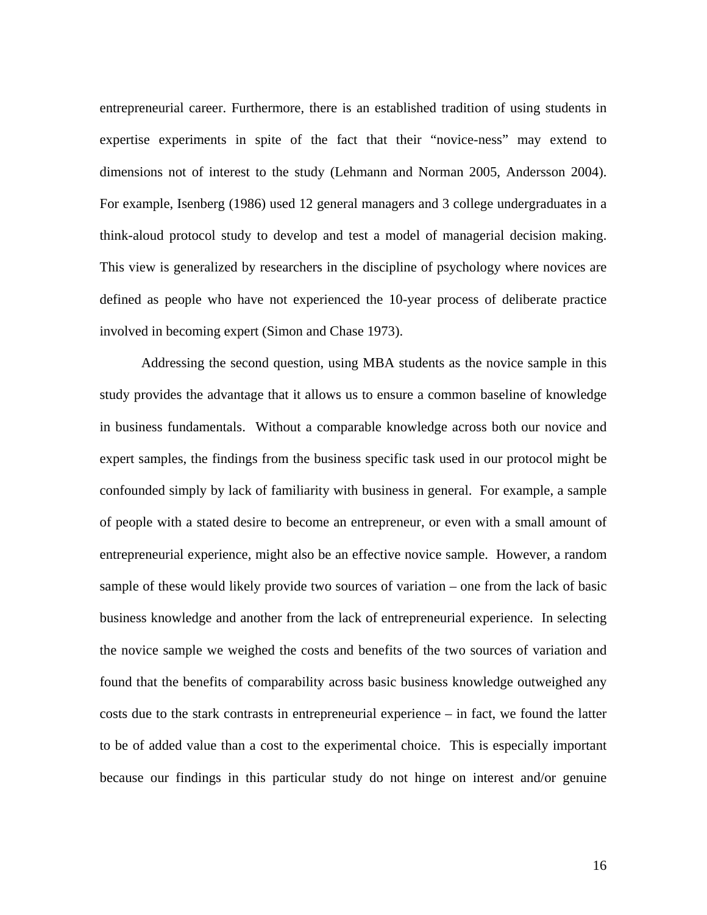entrepreneurial career. Furthermore, there is an established tradition of using students in expertise experiments in spite of the fact that their "novice-ness" may extend to dimensions not of interest to the study (Lehmann and Norman 2005, Andersson 2004). For example, Isenberg (1986) used 12 general managers and 3 college undergraduates in a think-aloud protocol study to develop and test a model of managerial decision making. This view is generalized by researchers in the discipline of psychology where novices are defined as people who have not experienced the 10-year process of deliberate practice involved in becoming expert (Simon and Chase 1973).

Addressing the second question, using MBA students as the novice sample in this study provides the advantage that it allows us to ensure a common baseline of knowledge in business fundamentals. Without a comparable knowledge across both our novice and expert samples, the findings from the business specific task used in our protocol might be confounded simply by lack of familiarity with business in general. For example, a sample of people with a stated desire to become an entrepreneur, or even with a small amount of entrepreneurial experience, might also be an effective novice sample. However, a random sample of these would likely provide two sources of variation – one from the lack of basic business knowledge and another from the lack of entrepreneurial experience. In selecting the novice sample we weighed the costs and benefits of the two sources of variation and found that the benefits of comparability across basic business knowledge outweighed any costs due to the stark contrasts in entrepreneurial experience – in fact, we found the latter to be of added value than a cost to the experimental choice. This is especially important because our findings in this particular study do not hinge on interest and/or genuine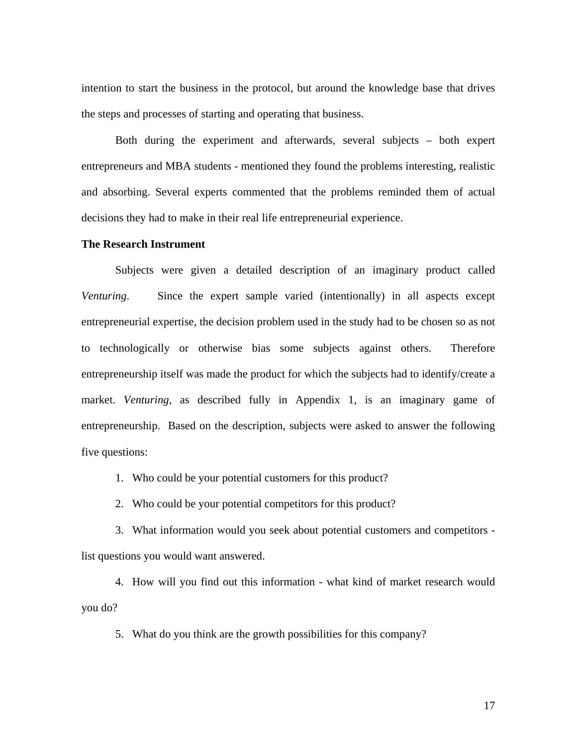intention to start the business in the protocol, but around the knowledge base that drives the steps and processes of starting and operating that business.

Both during the experiment and afterwards, several subjects – both expert entrepreneurs and MBA students - mentioned they found the problems interesting, realistic and absorbing. Several experts commented that the problems reminded them of actual decisions they had to make in their real life entrepreneurial experience.

**The Research Instrument**

Subjects were given a detailed description of an imaginary product called *Venturing*. Since the expert sample varied (intentionally) in all aspects except entrepreneurial expertise, the decision problem used in the study had to be chosen so as not to technologically or otherwise bias some subjects against others. Therefore entrepreneurship itself was made the product for which the subjects had to identify/create a market. *Venturing,* as described fully in Appendix 1, is an imaginary game of entrepreneurship. Based on the description, subjects were asked to answer the following five questions:

1. Who could be your potential customers for this product?
2. Who could be your potential competitors for this product?
3. What information would you seek about potential customers and competitors - list questions you would want answered.
4. How will you find out this information - what kind of market research would you do?
5. What do you think are the growth possibilities for this company?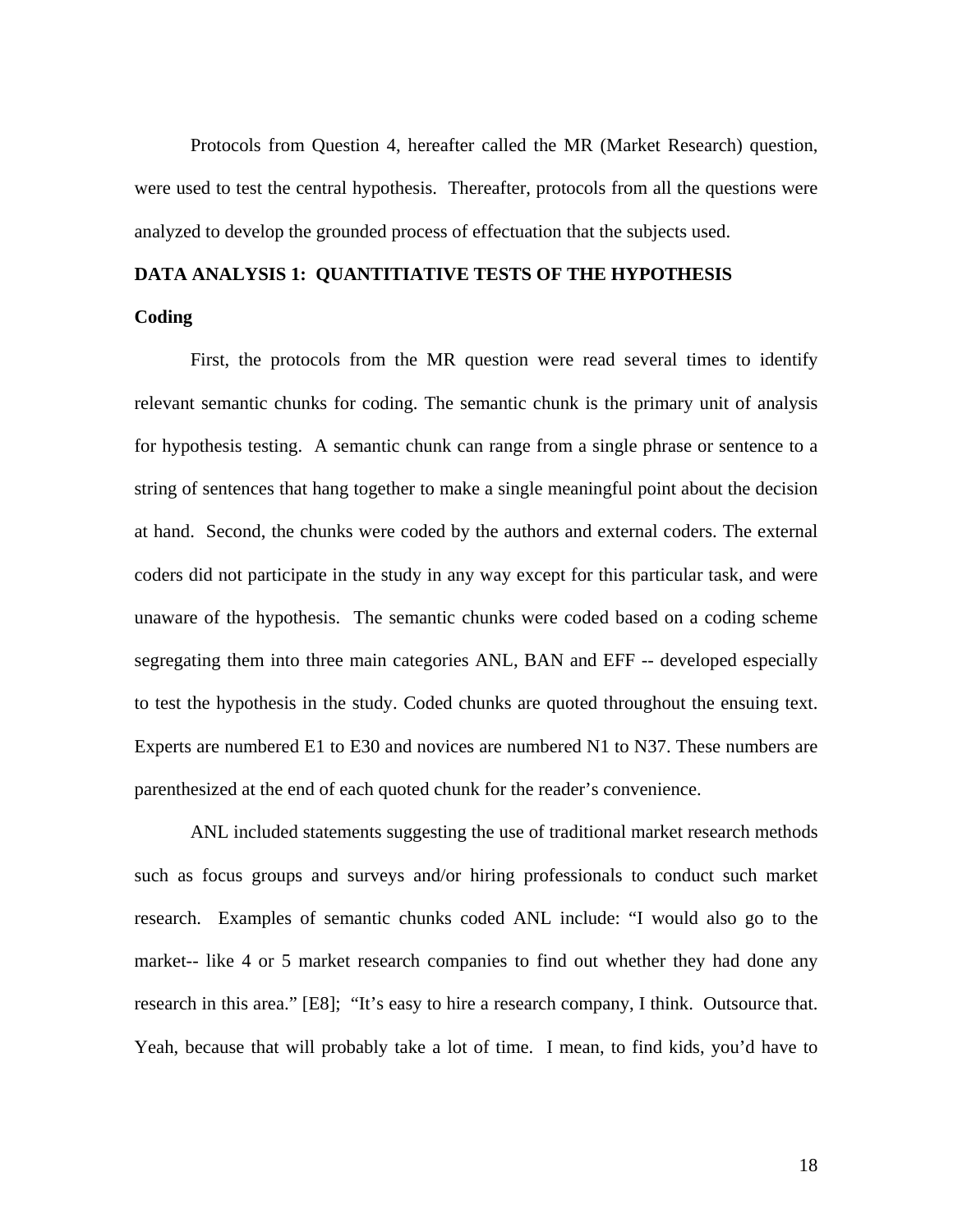Protocols from Question 4, hereafter called the MR (Market Research) question, were used to test the central hypothesis. Thereafter, protocols from all the questions were analyzed to develop the grounded process of effectuation that the subjects used.

## DATA ANALYSIS 1: QUANTITIATIVE TESTS OF THE HYPOTHESIS

### Coding

First, the protocols from the MR question were read several times to identify relevant semantic chunks for coding. The semantic chunk is the primary unit of analysis for hypothesis testing. A semantic chunk can range from a single phrase or sentence to a string of sentences that hang together to make a single meaningful point about the decision at hand. Second, the chunks were coded by the authors and external coders. The external coders did not participate in the study in any way except for this particular task, and were unaware of the hypothesis. The semantic chunks were coded based on a coding scheme segregating them into three main categories ANL, BAN and EFF -- developed especially to test the hypothesis in the study. Coded chunks are quoted throughout the ensuing text. Experts are numbered E1 to E30 and novices are numbered N1 to N37. These numbers are parenthesized at the end of each quoted chunk for the reader's convenience.

ANL included statements suggesting the use of traditional market research methods such as focus groups and surveys and/or hiring professionals to conduct such market research. Examples of semantic chunks coded ANL include: "I would also go to the market-- like 4 or 5 market research companies to find out whether they had done any research in this area." [E8]; "It's easy to hire a research company, I think. Outsource that. Yeah, because that will probably take a lot of time. I mean, to find kids, you'd have to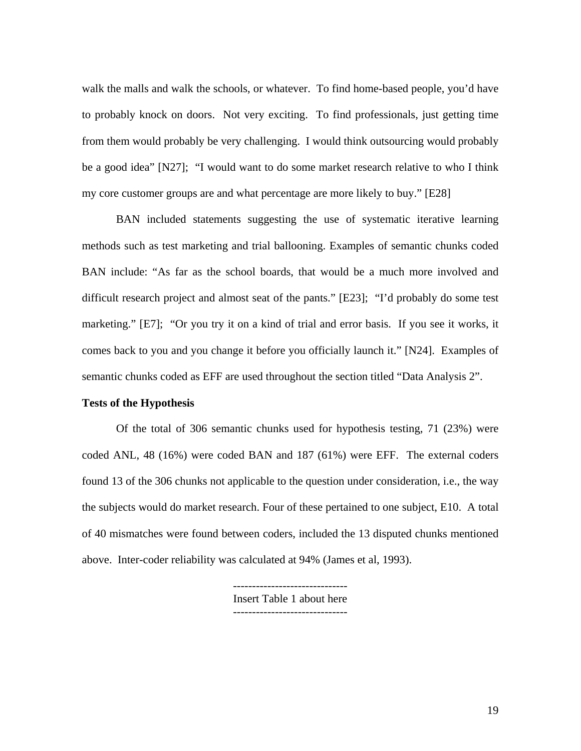walk the malls and walk the schools, or whatever. To find home-based people, you'd have to probably knock on doors. Not very exciting. To find professionals, just getting time from them would probably be very challenging. I would think outsourcing would probably be a good idea" [N27]; "I would want to do some market research relative to who I think my core customer groups are and what percentage are more likely to buy." [E28]

BAN included statements suggesting the use of systematic iterative learning methods such as test marketing and trial ballooning. Examples of semantic chunks coded BAN include: "As far as the school boards, that would be a much more involved and difficult research project and almost seat of the pants." [E23]; "I'd probably do some test marketing." [E7]; "Or you try it on a kind of trial and error basis. If you see it works, it comes back to you and you change it before you officially launch it." [N24]. Examples of semantic chunks coded as EFF are used throughout the section titled "Data Analysis 2".

**Tests of the Hypothesis**

Of the total of 306 semantic chunks used for hypothesis testing, 71 (23%) were coded ANL, 48 (16%) were coded BAN and 187 (61%) were EFF. The external coders found 13 of the 306 chunks not applicable to the question under consideration, i.e., the way the subjects would do market research. Four of these pertained to one subject, E10. A total of 40 mismatches were found between coders, included the 13 disputed chunks mentioned above. Inter-coder reliability was calculated at 94% (James et al, 1993).

------------------------------
Insert Table 1 about here
------------------------------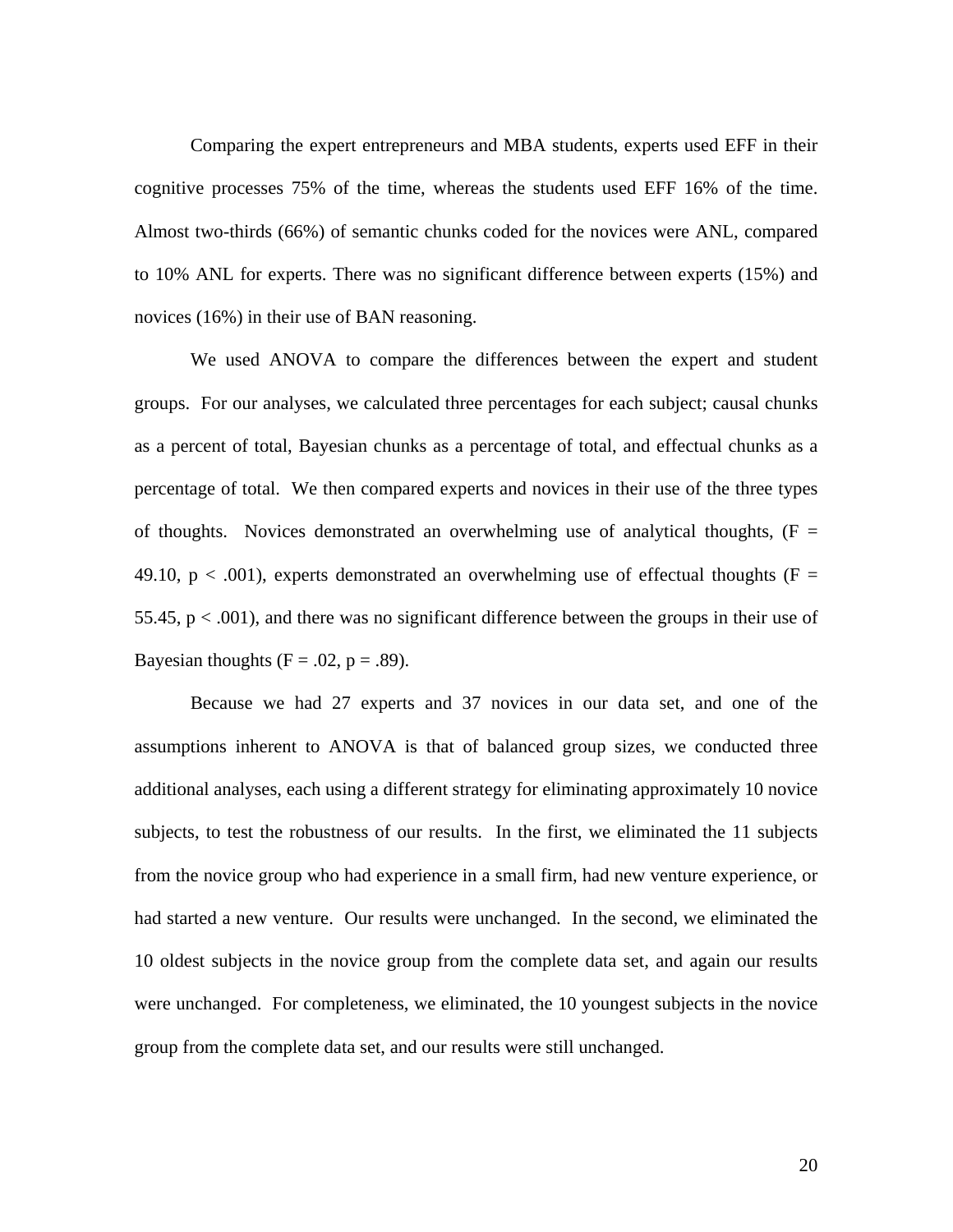Comparing the expert entrepreneurs and MBA students, experts used EFF in their cognitive processes 75% of the time, whereas the students used EFF 16% of the time. Almost two-thirds (66%) of semantic chunks coded for the novices were ANL, compared to 10% ANL for experts. There was no significant difference between experts (15%) and novices (16%) in their use of BAN reasoning.

We used ANOVA to compare the differences between the expert and student groups. For our analyses, we calculated three percentages for each subject; causal chunks as a percent of total, Bayesian chunks as a percentage of total, and effectual chunks as a percentage of total. We then compared experts and novices in their use of the three types of thoughts. Novices demonstrated an overwhelming use of analytical thoughts, ($F = 49.10$, $p < .001$), experts demonstrated an overwhelming use of effectual thoughts ($F = 55.45$, $p < .001$), and there was no significant difference between the groups in their use of Bayesian thoughts ($F = .02$, $p = .89$).

Because we had 27 experts and 37 novices in our data set, and one of the assumptions inherent to ANOVA is that of balanced group sizes, we conducted three additional analyses, each using a different strategy for eliminating approximately 10 novice subjects, to test the robustness of our results. In the first, we eliminated the 11 subjects from the novice group who had experience in a small firm, had new venture experience, or had started a new venture. Our results were unchanged. In the second, we eliminated the 10 oldest subjects in the novice group from the complete data set, and again our results were unchanged. For completeness, we eliminated, the 10 youngest subjects in the novice group from the complete data set, and our results were still unchanged.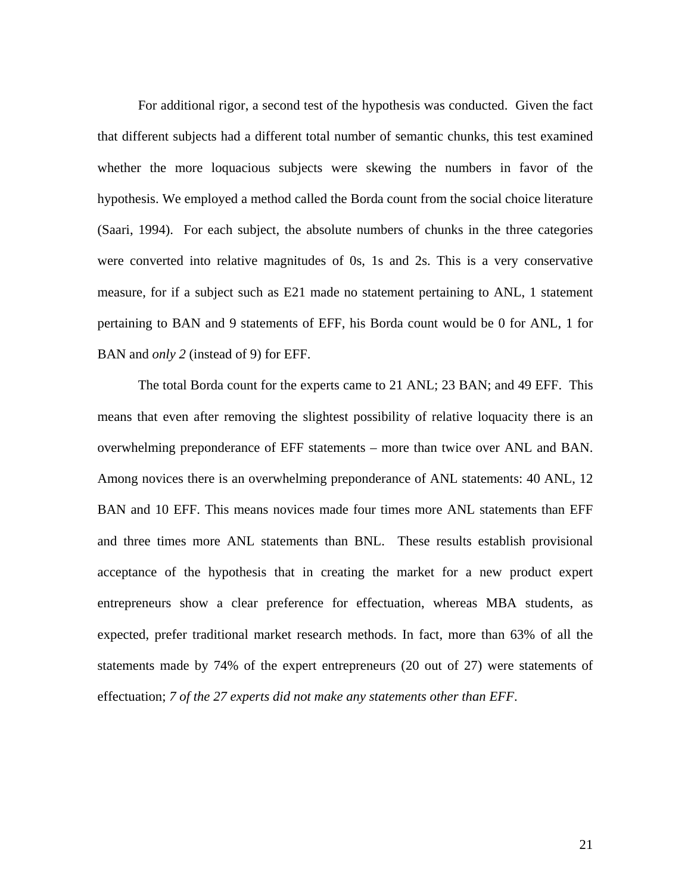For additional rigor, a second test of the hypothesis was conducted. Given the fact that different subjects had a different total number of semantic chunks, this test examined whether the more loquacious subjects were skewing the numbers in favor of the hypothesis. We employed a method called the Borda count from the social choice literature (Saari, 1994). For each subject, the absolute numbers of chunks in the three categories were converted into relative magnitudes of 0s, 1s and 2s. This is a very conservative measure, for if a subject such as E21 made no statement pertaining to ANL, 1 statement pertaining to BAN and 9 statements of EFF, his Borda count would be 0 for ANL, 1 for BAN and *only 2* (instead of 9) for EFF.

The total Borda count for the experts came to 21 ANL; 23 BAN; and 49 EFF. This means that even after removing the slightest possibility of relative loquacity there is an overwhelming preponderance of EFF statements – more than twice over ANL and BAN. Among novices there is an overwhelming preponderance of ANL statements: 40 ANL, 12 BAN and 10 EFF. This means novices made four times more ANL statements than EFF and three times more ANL statements than BNL. These results establish provisional acceptance of the hypothesis that in creating the market for a new product expert entrepreneurs show a clear preference for effectuation, whereas MBA students, as expected, prefer traditional market research methods. In fact, more than 63% of all the statements made by 74% of the expert entrepreneurs (20 out of 27) were statements of effectuation; *7 of the 27 experts did not make any statements other than EFF*.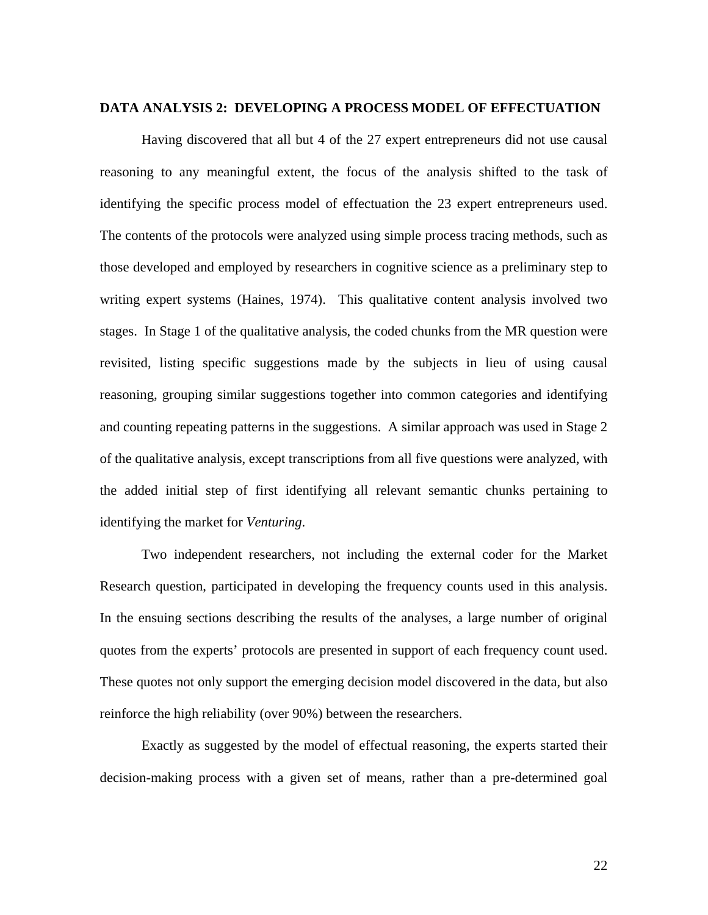## DATA ANALYSIS 2: DEVELOPING A PROCESS MODEL OF EFFECTUATION

Having discovered that all but 4 of the 27 expert entrepreneurs did not use causal reasoning to any meaningful extent, the focus of the analysis shifted to the task of identifying the specific process model of effectuation the 23 expert entrepreneurs used. The contents of the protocols were analyzed using simple process tracing methods, such as those developed and employed by researchers in cognitive science as a preliminary step to writing expert systems (Haines, 1974). This qualitative content analysis involved two stages. In Stage 1 of the qualitative analysis, the coded chunks from the MR question were revisited, listing specific suggestions made by the subjects in lieu of using causal reasoning, grouping similar suggestions together into common categories and identifying and counting repeating patterns in the suggestions. A similar approach was used in Stage 2 of the qualitative analysis, except transcriptions from all five questions were analyzed, with the added initial step of first identifying all relevant semantic chunks pertaining to identifying the market for *Venturing*.

Two independent researchers, not including the external coder for the Market Research question, participated in developing the frequency counts used in this analysis. In the ensuing sections describing the results of the analyses, a large number of original quotes from the experts' protocols are presented in support of each frequency count used. These quotes not only support the emerging decision model discovered in the data, but also reinforce the high reliability (over 90%) between the researchers.

Exactly as suggested by the model of effectual reasoning, the experts started their decision-making process with a given set of means, rather than a pre-determined goal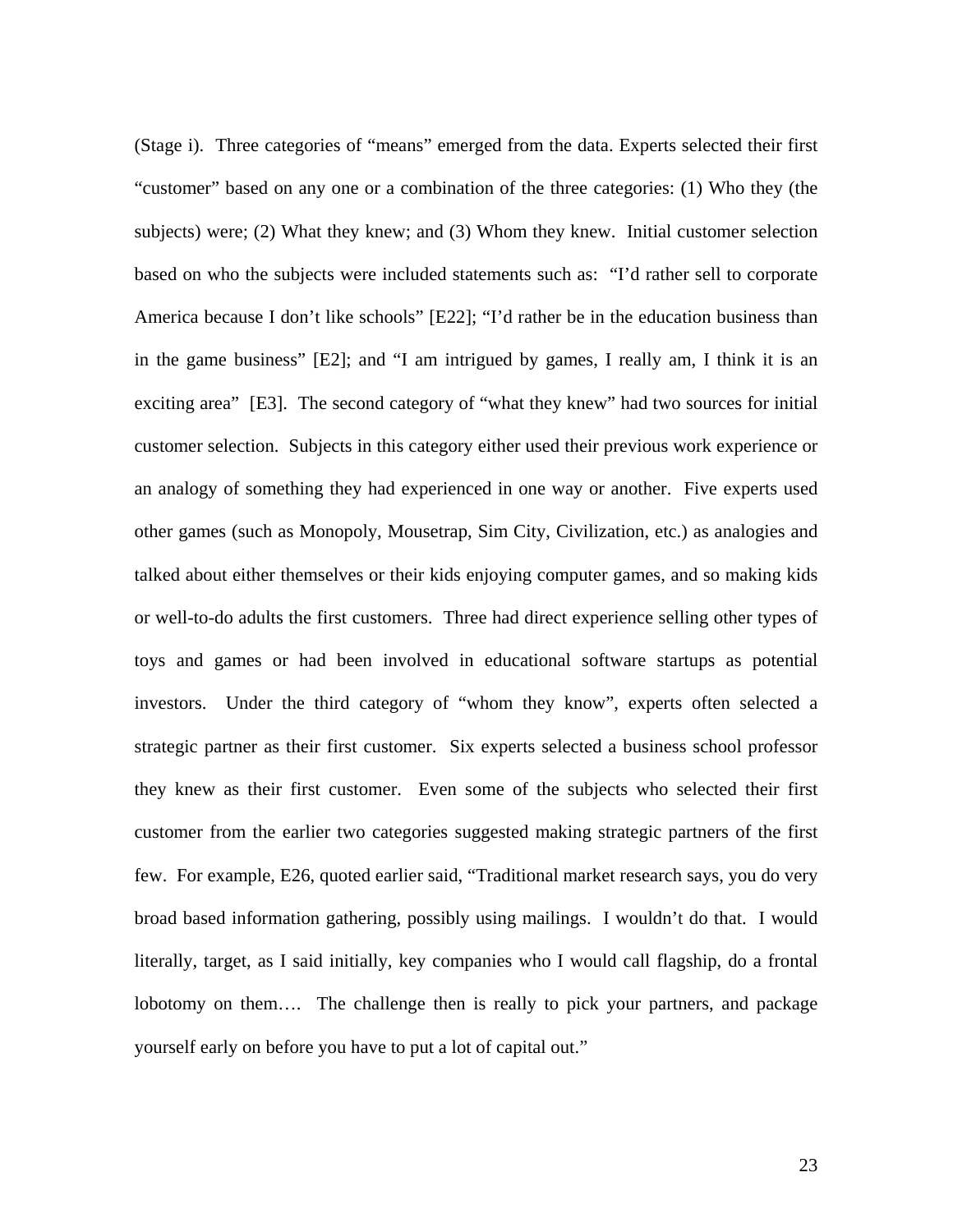(Stage i). Three categories of "means" emerged from the data. Experts selected their first "customer" based on any one or a combination of the three categories: (1) Who they (the subjects) were; (2) What they knew; and (3) Whom they knew. Initial customer selection based on who the subjects were included statements such as: "I'd rather sell to corporate America because I don't like schools" [E22]; "I'd rather be in the education business than in the game business" [E2]; and "I am intrigued by games, I really am, I think it is an exciting area" [E3]. The second category of "what they knew" had two sources for initial customer selection. Subjects in this category either used their previous work experience or an analogy of something they had experienced in one way or another. Five experts used other games (such as Monopoly, Mousetrap, Sim City, Civilization, etc.) as analogies and talked about either themselves or their kids enjoying computer games, and so making kids or well-to-do adults the first customers. Three had direct experience selling other types of toys and games or had been involved in educational software startups as potential investors. Under the third category of "whom they know", experts often selected a strategic partner as their first customer. Six experts selected a business school professor they knew as their first customer. Even some of the subjects who selected their first customer from the earlier two categories suggested making strategic partners of the first few. For example, E26, quoted earlier said, "Traditional market research says, you do very broad based information gathering, possibly using mailings. I wouldn't do that. I would literally, target, as I said initially, key companies who I would call flagship, do a frontal lobotomy on them…. The challenge then is really to pick your partners, and package yourself early on before you have to put a lot of capital out."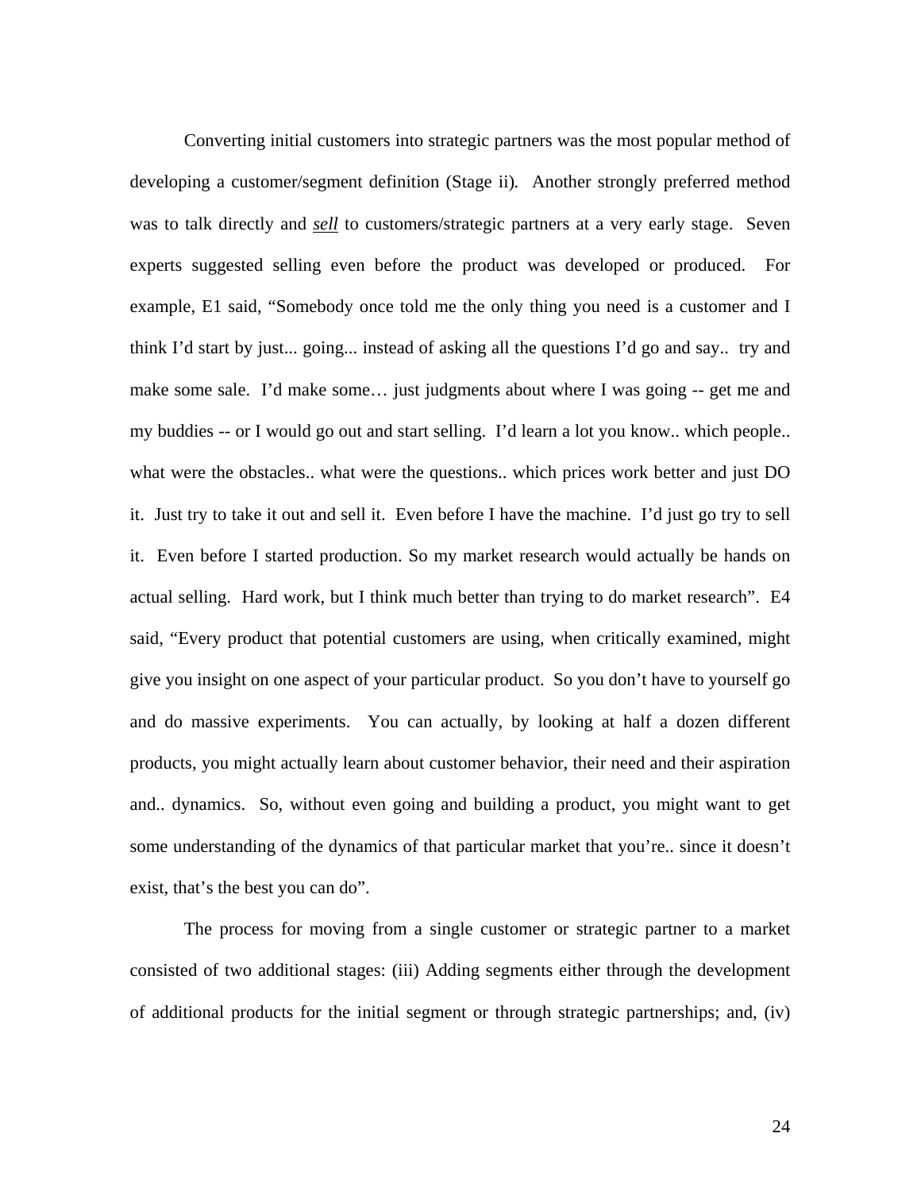Converting initial customers into strategic partners was the most popular method of developing a customer/segment definition (Stage ii). Another strongly preferred method was to talk directly and ***sell*** to customers/strategic partners at a very early stage. Seven experts suggested selling even before the product was developed or produced. For example, E1 said, "Somebody once told me the only thing you need is a customer and I think I'd start by just... going... instead of asking all the questions I'd go and say.. try and make some sale. I'd make some… just judgments about where I was going -- get me and my buddies -- or I would go out and start selling. I'd learn a lot you know.. which people.. what were the obstacles.. what were the questions.. which prices work better and just DO it. Just try to take it out and sell it. Even before I have the machine. I'd just go try to sell it. Even before I started production. So my market research would actually be hands on actual selling. Hard work, but I think much better than trying to do market research". E4 said, "Every product that potential customers are using, when critically examined, might give you insight on one aspect of your particular product. So you don't have to yourself go and do massive experiments. You can actually, by looking at half a dozen different products, you might actually learn about customer behavior, their need and their aspiration and.. dynamics. So, without even going and building a product, you might want to get some understanding of the dynamics of that particular market that you're.. since it doesn't exist, that's the best you can do".

The process for moving from a single customer or strategic partner to a market consisted of two additional stages: (iii) Adding segments either through the development of additional products for the initial segment or through strategic partnerships; and, (iv)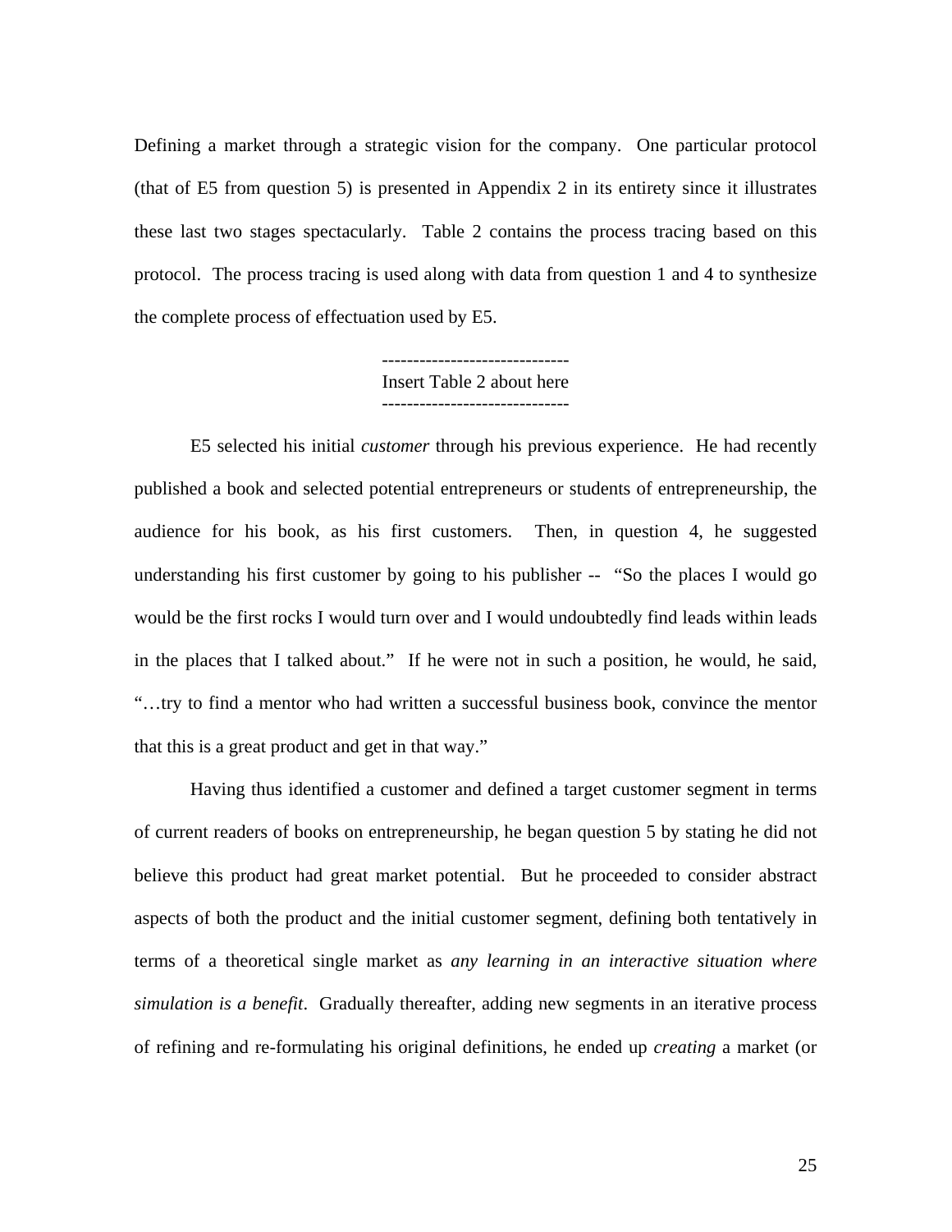Defining a market through a strategic vision for the company. One particular protocol (that of E5 from question 5) is presented in Appendix 2 in its entirety since it illustrates these last two stages spectacularly. Table 2 contains the process tracing based on this protocol. The process tracing is used along with data from question 1 and 4 to synthesize the complete process of effectuation used by E5.

------------------------------
Insert Table 2 about here
------------------------------

E5 selected his initial *customer* through his previous experience. He had recently published a book and selected potential entrepreneurs or students of entrepreneurship, the audience for his book, as his first customers. Then, in question 4, he suggested understanding his first customer by going to his publisher -- "So the places I would go would be the first rocks I would turn over and I would undoubtedly find leads within leads in the places that I talked about." If he were not in such a position, he would, he said, "…try to find a mentor who had written a successful business book, convince the mentor that this is a great product and get in that way."

Having thus identified a customer and defined a target customer segment in terms of current readers of books on entrepreneurship, he began question 5 by stating he did not believe this product had great market potential. But he proceeded to consider abstract aspects of both the product and the initial customer segment, defining both tentatively in terms of a theoretical single market as *any learning in an interactive situation where simulation is a benefit*. Gradually thereafter, adding new segments in an iterative process of refining and re-formulating his original definitions, he ended up *creating* a market (or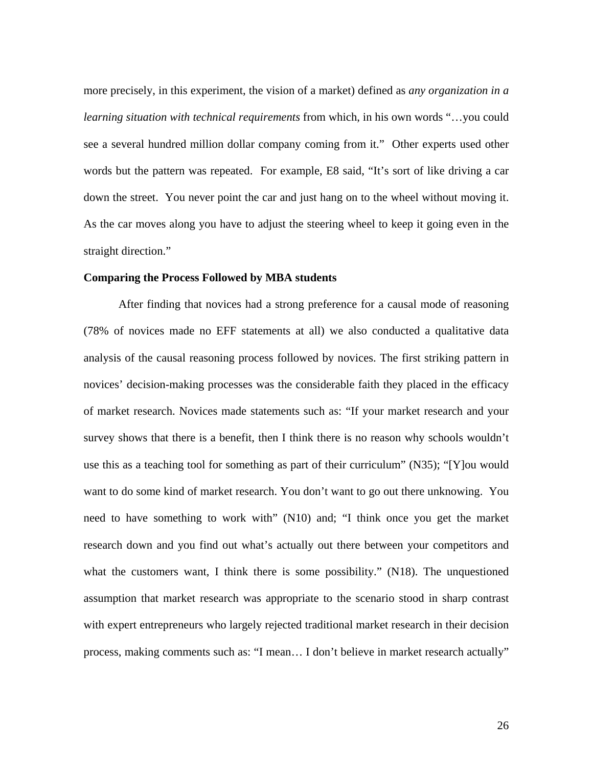more precisely, in this experiment, the vision of a market) defined as *any organization in a learning situation with technical requirements* from which, in his own words "…you could see a several hundred million dollar company coming from it." Other experts used other words but the pattern was repeated. For example, E8 said, "It's sort of like driving a car down the street. You never point the car and just hang on to the wheel without moving it. As the car moves along you have to adjust the steering wheel to keep it going even in the straight direction."

**Comparing the Process Followed by MBA students**

After finding that novices had a strong preference for a causal mode of reasoning (78% of novices made no EFF statements at all) we also conducted a qualitative data analysis of the causal reasoning process followed by novices. The first striking pattern in novices' decision-making processes was the considerable faith they placed in the efficacy of market research. Novices made statements such as: "If your market research and your survey shows that there is a benefit, then I think there is no reason why schools wouldn't use this as a teaching tool for something as part of their curriculum" (N35); "[Y]ou would want to do some kind of market research. You don't want to go out there unknowing. You need to have something to work with" (N10) and; "I think once you get the market research down and you find out what's actually out there between your competitors and what the customers want, I think there is some possibility." (N18). The unquestioned assumption that market research was appropriate to the scenario stood in sharp contrast with expert entrepreneurs who largely rejected traditional market research in their decision process, making comments such as: "I mean… I don't believe in market research actually"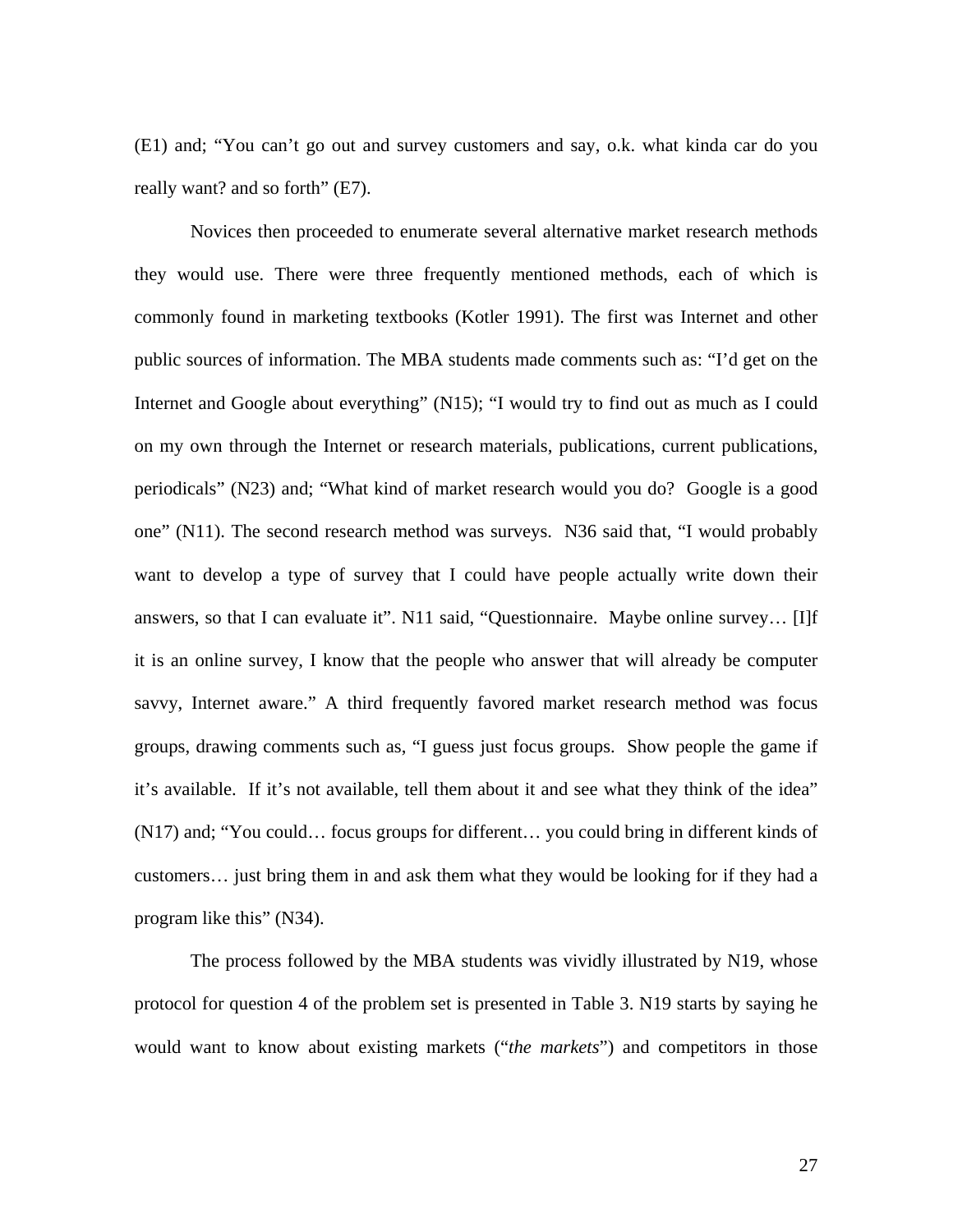(E1) and; “You can’t go out and survey customers and say, o.k. what kinda car do you really want? and so forth” (E7).

Novices then proceeded to enumerate several alternative market research methods they would use. There were three frequently mentioned methods, each of which is commonly found in marketing textbooks (Kotler 1991). The first was Internet and other public sources of information. The MBA students made comments such as: “I’d get on the Internet and Google about everything” (N15); “I would try to find out as much as I could on my own through the Internet or research materials, publications, current publications, periodicals” (N23) and; “What kind of market research would you do? Google is a good one” (N11). The second research method was surveys. N36 said that, “I would probably want to develop a type of survey that I could have people actually write down their answers, so that I can evaluate it”. N11 said, “Questionnaire. Maybe online survey… [I]f it is an online survey, I know that the people who answer that will already be computer savvy, Internet aware.” A third frequently favored market research method was focus groups, drawing comments such as, “I guess just focus groups. Show people the game if it’s available. If it’s not available, tell them about it and see what they think of the idea” (N17) and; “You could… focus groups for different… you could bring in different kinds of customers… just bring them in and ask them what they would be looking for if they had a program like this” (N34).

The process followed by the MBA students was vividly illustrated by N19, whose protocol for question 4 of the problem set is presented in Table 3. N19 starts by saying he would want to know about existing markets (“*the markets*”) and competitors in those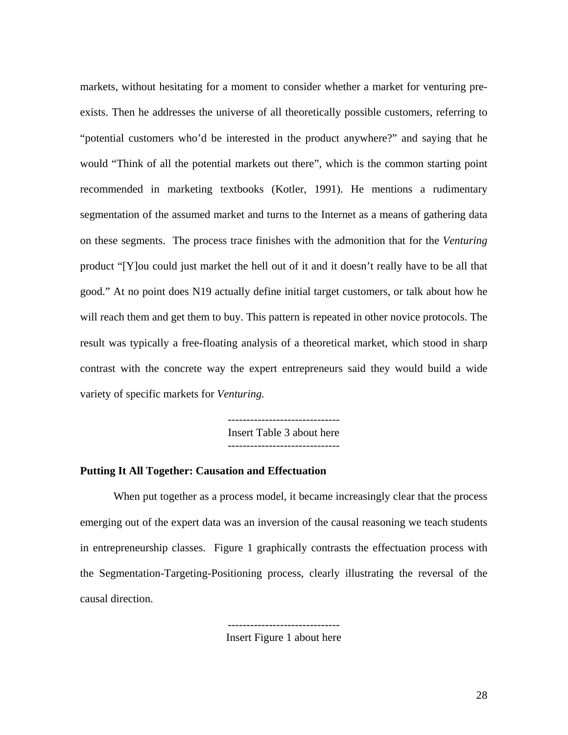markets, without hesitating for a moment to consider whether a market for venturing pre-exists. Then he addresses the universe of all theoretically possible customers, referring to "potential customers who'd be interested in the product anywhere?" and saying that he would "Think of all the potential markets out there", which is the common starting point recommended in marketing textbooks (Kotler, 1991). He mentions a rudimentary segmentation of the assumed market and turns to the Internet as a means of gathering data on these segments. The process trace finishes with the admonition that for the *Venturing* product "[Y]ou could just market the hell out of it and it doesn't really have to be all that good." At no point does N19 actually define initial target customers, or talk about how he will reach them and get them to buy. This pattern is repeated in other novice protocols. The result was typically a free-floating analysis of a theoretical market, which stood in sharp contrast with the concrete way the expert entrepreneurs said they would build a wide variety of specific markets for *Venturing.*

------------------------------
Insert Table 3 about here
------------------------------

**Putting It All Together: Causation and Effectuation**

When put together as a process model, it became increasingly clear that the process emerging out of the expert data was an inversion of the causal reasoning we teach students in entrepreneurship classes. Figure 1 graphically contrasts the effectuation process with the Segmentation-Targeting-Positioning process, clearly illustrating the reversal of the causal direction.

------------------------------
Insert Figure 1 about here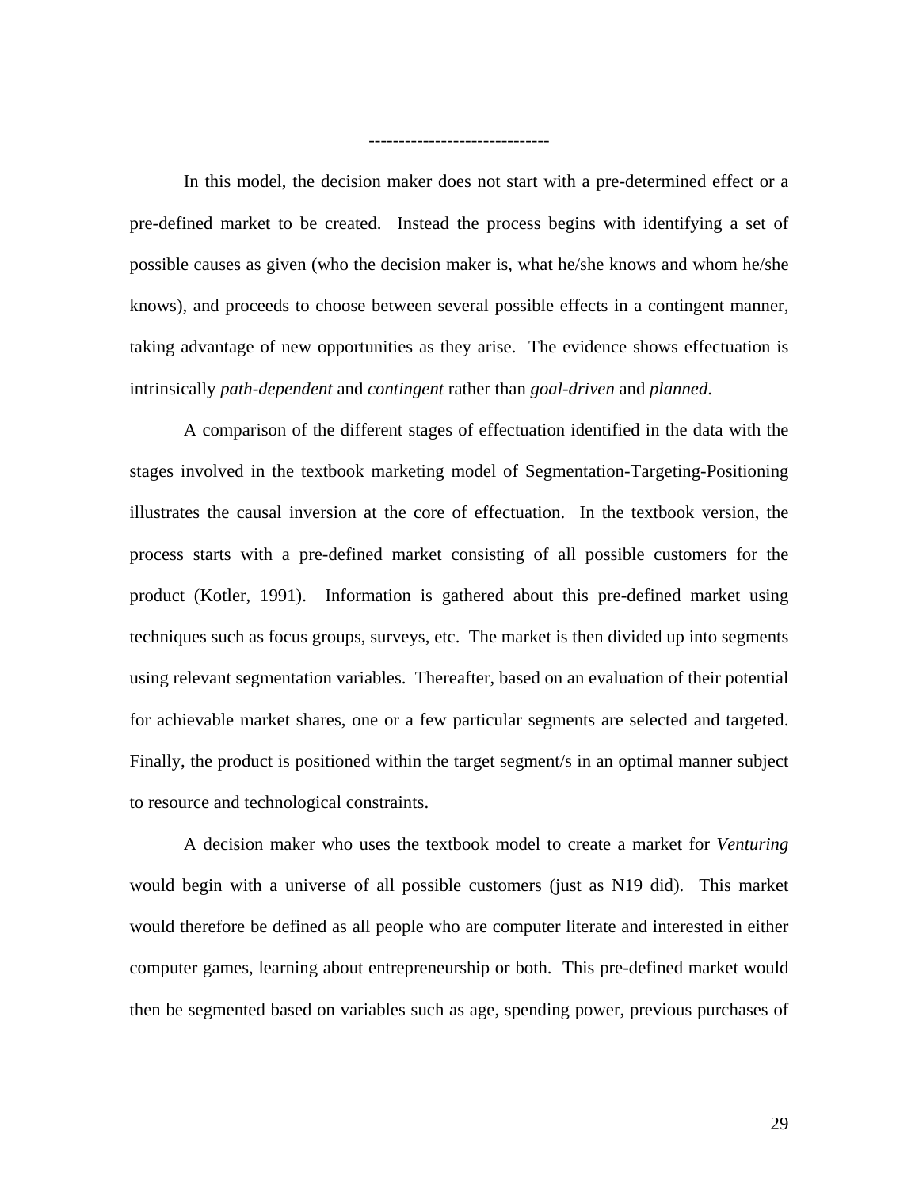------------------------------

In this model, the decision maker does not start with a pre-determined effect or a pre-defined market to be created. Instead the process begins with identifying a set of possible causes as given (who the decision maker is, what he/she knows and whom he/she knows), and proceeds to choose between several possible effects in a contingent manner, taking advantage of new opportunities as they arise. The evidence shows effectuation is intrinsically *path-dependent* and *contingent* rather than *goal-driven* and *planned*.

A comparison of the different stages of effectuation identified in the data with the stages involved in the textbook marketing model of Segmentation-Targeting-Positioning illustrates the causal inversion at the core of effectuation. In the textbook version, the process starts with a pre-defined market consisting of all possible customers for the product (Kotler, 1991). Information is gathered about this pre-defined market using techniques such as focus groups, surveys, etc. The market is then divided up into segments using relevant segmentation variables. Thereafter, based on an evaluation of their potential for achievable market shares, one or a few particular segments are selected and targeted. Finally, the product is positioned within the target segment/s in an optimal manner subject to resource and technological constraints.

A decision maker who uses the textbook model to create a market for *Venturing* would begin with a universe of all possible customers (just as N19 did). This market would therefore be defined as all people who are computer literate and interested in either computer games, learning about entrepreneurship or both. This pre-defined market would then be segmented based on variables such as age, spending power, previous purchases of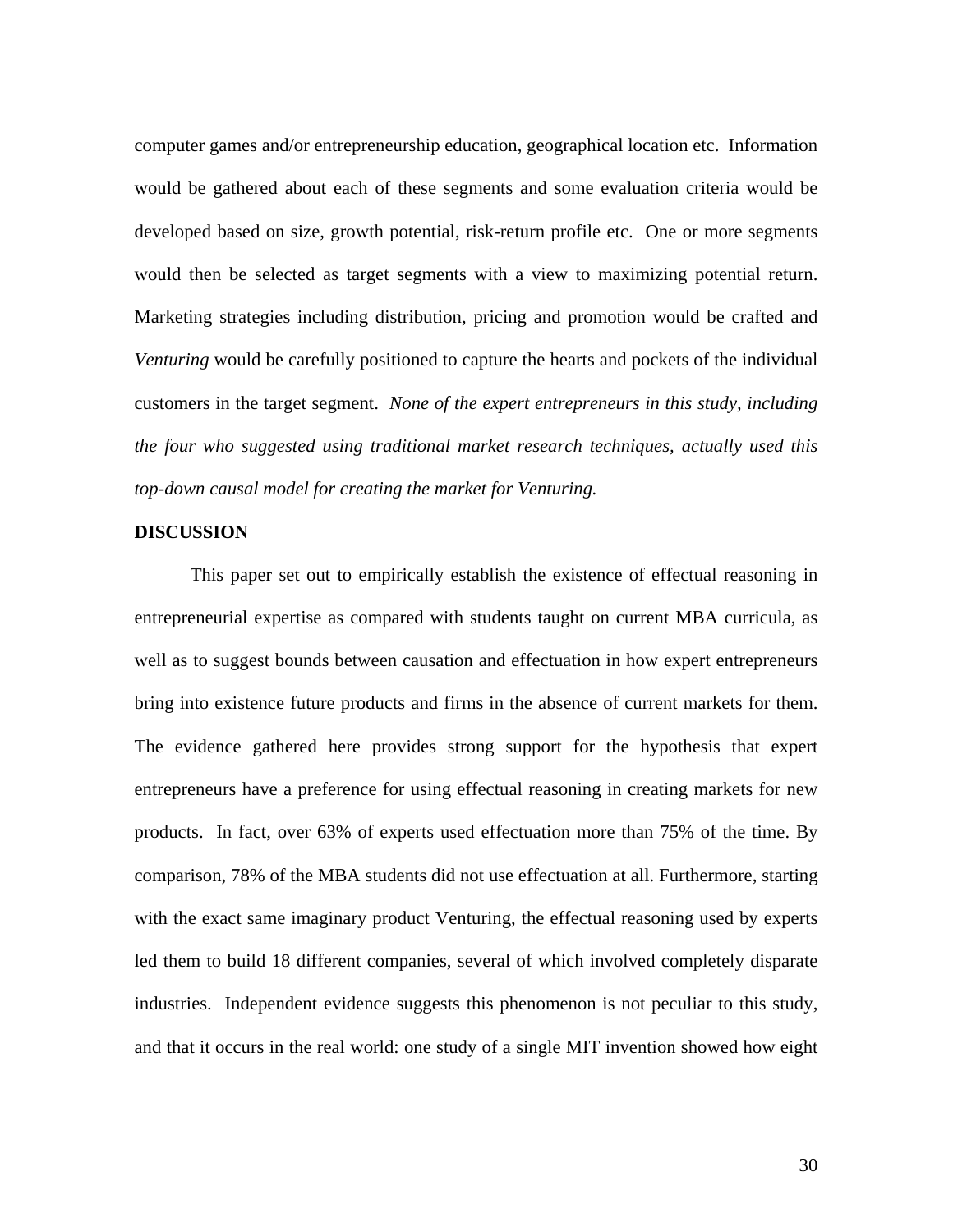computer games and/or entrepreneurship education, geographical location etc. Information would be gathered about each of these segments and some evaluation criteria would be developed based on size, growth potential, risk-return profile etc. One or more segments would then be selected as target segments with a view to maximizing potential return. Marketing strategies including distribution, pricing and promotion would be crafted and *Venturing* would be carefully positioned to capture the hearts and pockets of the individual customers in the target segment. *None of the expert entrepreneurs in this study, including the four who suggested using traditional market research techniques, actually used this top-down causal model for creating the market for Venturing.*

## DISCUSSION

This paper set out to empirically establish the existence of effectual reasoning in entrepreneurial expertise as compared with students taught on current MBA curricula, as well as to suggest bounds between causation and effectuation in how expert entrepreneurs bring into existence future products and firms in the absence of current markets for them. The evidence gathered here provides strong support for the hypothesis that expert entrepreneurs have a preference for using effectual reasoning in creating markets for new products. In fact, over 63% of experts used effectuation more than 75% of the time. By comparison, 78% of the MBA students did not use effectuation at all. Furthermore, starting with the exact same imaginary product Venturing, the effectual reasoning used by experts led them to build 18 different companies, several of which involved completely disparate industries. Independent evidence suggests this phenomenon is not peculiar to this study, and that it occurs in the real world: one study of a single MIT invention showed how eight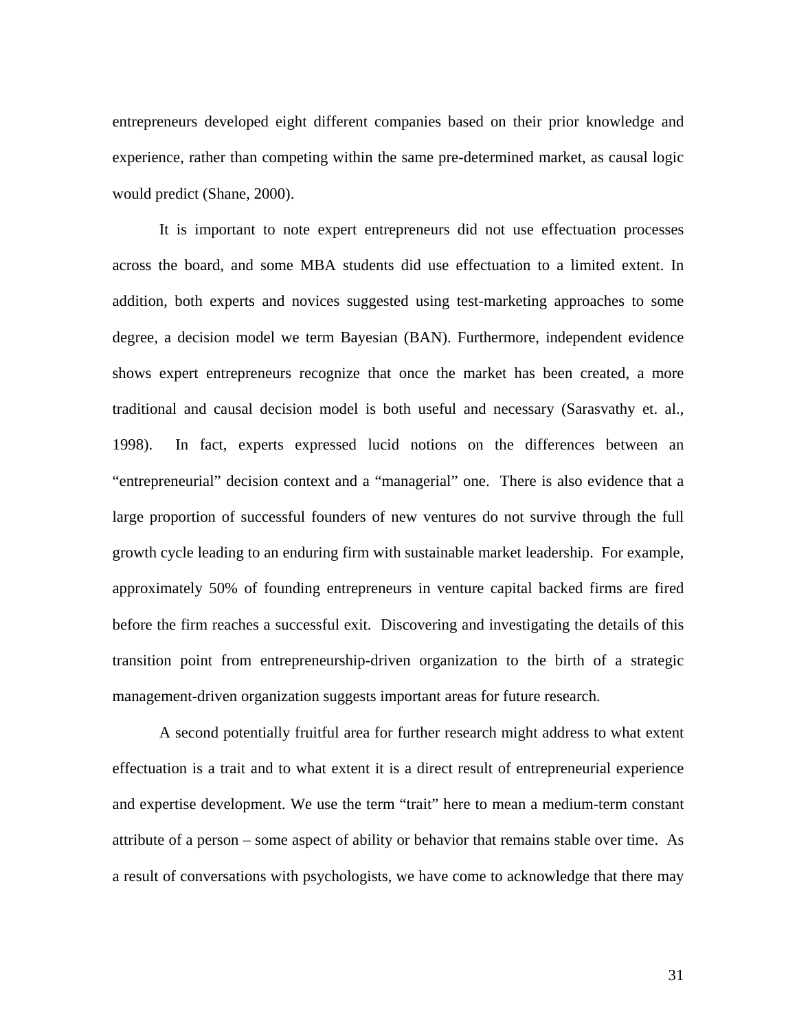entrepreneurs developed eight different companies based on their prior knowledge and experience, rather than competing within the same pre-determined market, as causal logic would predict (Shane, 2000).

It is important to note expert entrepreneurs did not use effectuation processes across the board, and some MBA students did use effectuation to a limited extent. In addition, both experts and novices suggested using test-marketing approaches to some degree, a decision model we term Bayesian (BAN). Furthermore, independent evidence shows expert entrepreneurs recognize that once the market has been created, a more traditional and causal decision model is both useful and necessary (Sarasvathy et. al., 1998). In fact, experts expressed lucid notions on the differences between an "entrepreneurial" decision context and a "managerial" one. There is also evidence that a large proportion of successful founders of new ventures do not survive through the full growth cycle leading to an enduring firm with sustainable market leadership. For example, approximately 50% of founding entrepreneurs in venture capital backed firms are fired before the firm reaches a successful exit. Discovering and investigating the details of this transition point from entrepreneurship-driven organization to the birth of a strategic management-driven organization suggests important areas for future research.

A second potentially fruitful area for further research might address to what extent effectuation is a trait and to what extent it is a direct result of entrepreneurial experience and expertise development. We use the term "trait" here to mean a medium-term constant attribute of a person – some aspect of ability or behavior that remains stable over time. As a result of conversations with psychologists, we have come to acknowledge that there may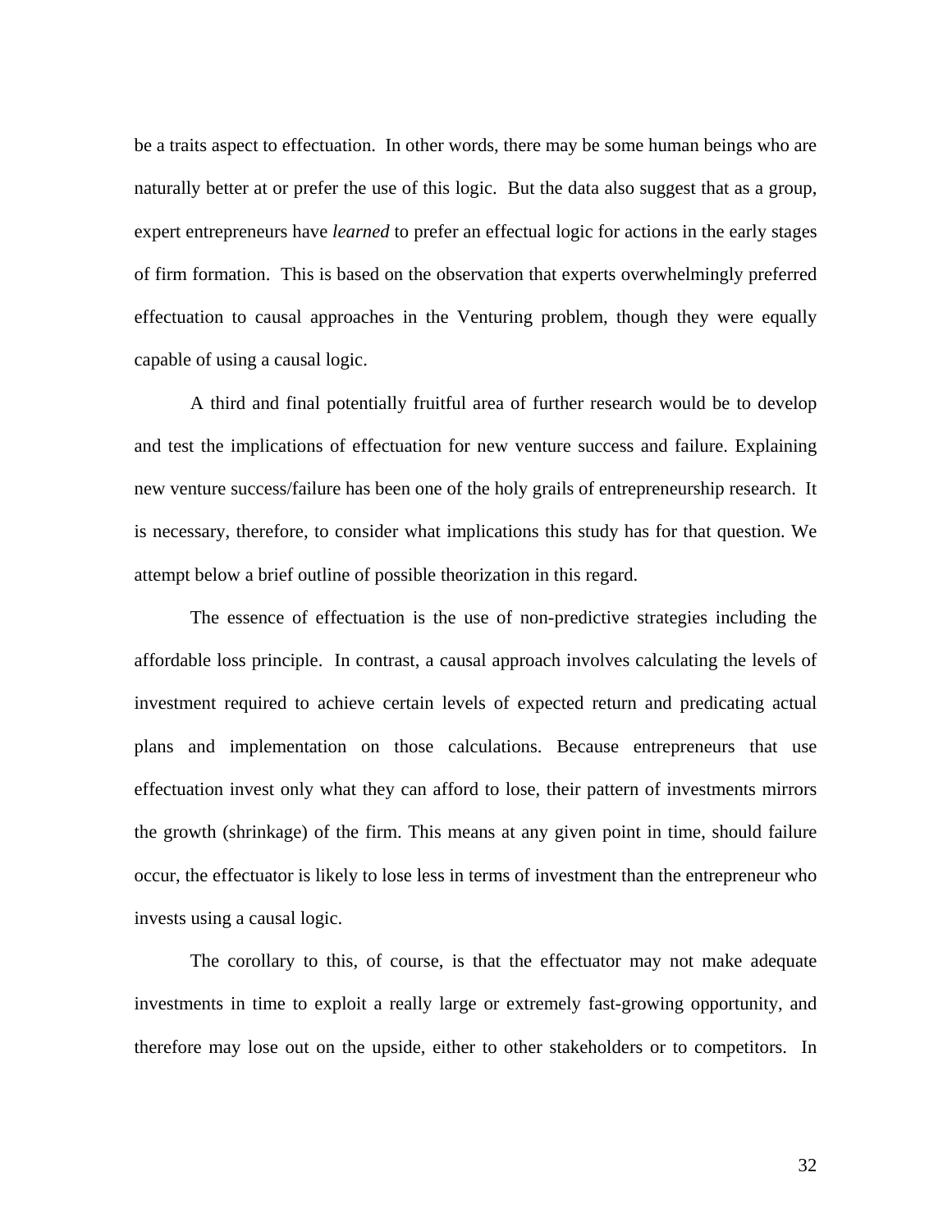be a traits aspect to effectuation. In other words, there may be some human beings who are naturally better at or prefer the use of this logic. But the data also suggest that as a group, expert entrepreneurs have *learned* to prefer an effectual logic for actions in the early stages of firm formation. This is based on the observation that experts overwhelmingly preferred effectuation to causal approaches in the Venturing problem, though they were equally capable of using a causal logic.

A third and final potentially fruitful area of further research would be to develop and test the implications of effectuation for new venture success and failure. Explaining new venture success/failure has been one of the holy grails of entrepreneurship research. It is necessary, therefore, to consider what implications this study has for that question. We attempt below a brief outline of possible theorization in this regard.

The essence of effectuation is the use of non-predictive strategies including the affordable loss principle. In contrast, a causal approach involves calculating the levels of investment required to achieve certain levels of expected return and predicating actual plans and implementation on those calculations. Because entrepreneurs that use effectuation invest only what they can afford to lose, their pattern of investments mirrors the growth (shrinkage) of the firm. This means at any given point in time, should failure occur, the effectuator is likely to lose less in terms of investment than the entrepreneur who invests using a causal logic.

The corollary to this, of course, is that the effectuator may not make adequate investments in time to exploit a really large or extremely fast-growing opportunity, and therefore may lose out on the upside, either to other stakeholders or to competitors. In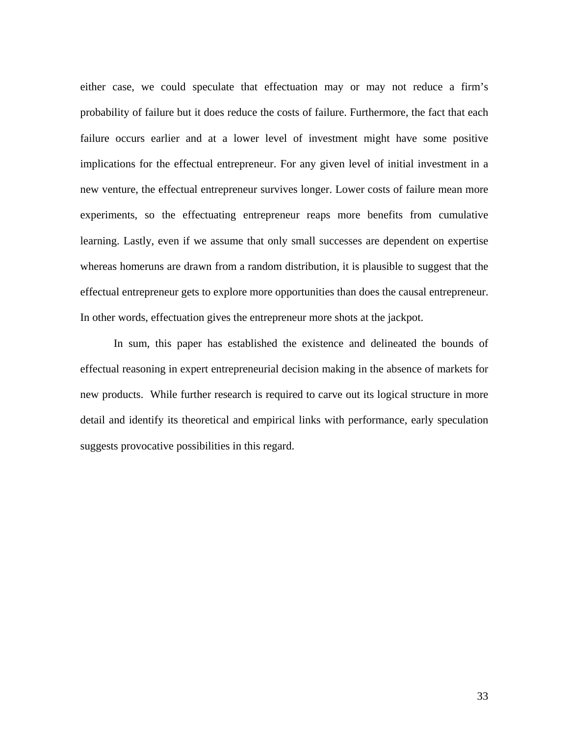either case, we could speculate that effectuation may or may not reduce a firm's probability of failure but it does reduce the costs of failure. Furthermore, the fact that each failure occurs earlier and at a lower level of investment might have some positive implications for the effectual entrepreneur. For any given level of initial investment in a new venture, the effectual entrepreneur survives longer. Lower costs of failure mean more experiments, so the effectuating entrepreneur reaps more benefits from cumulative learning. Lastly, even if we assume that only small successes are dependent on expertise whereas homeruns are drawn from a random distribution, it is plausible to suggest that the effectual entrepreneur gets to explore more opportunities than does the causal entrepreneur. In other words, effectuation gives the entrepreneur more shots at the jackpot.

In sum, this paper has established the existence and delineated the bounds of effectual reasoning in expert entrepreneurial decision making in the absence of markets for new products. While further research is required to carve out its logical structure in more detail and identify its theoretical and empirical links with performance, early speculation suggests provocative possibilities in this regard.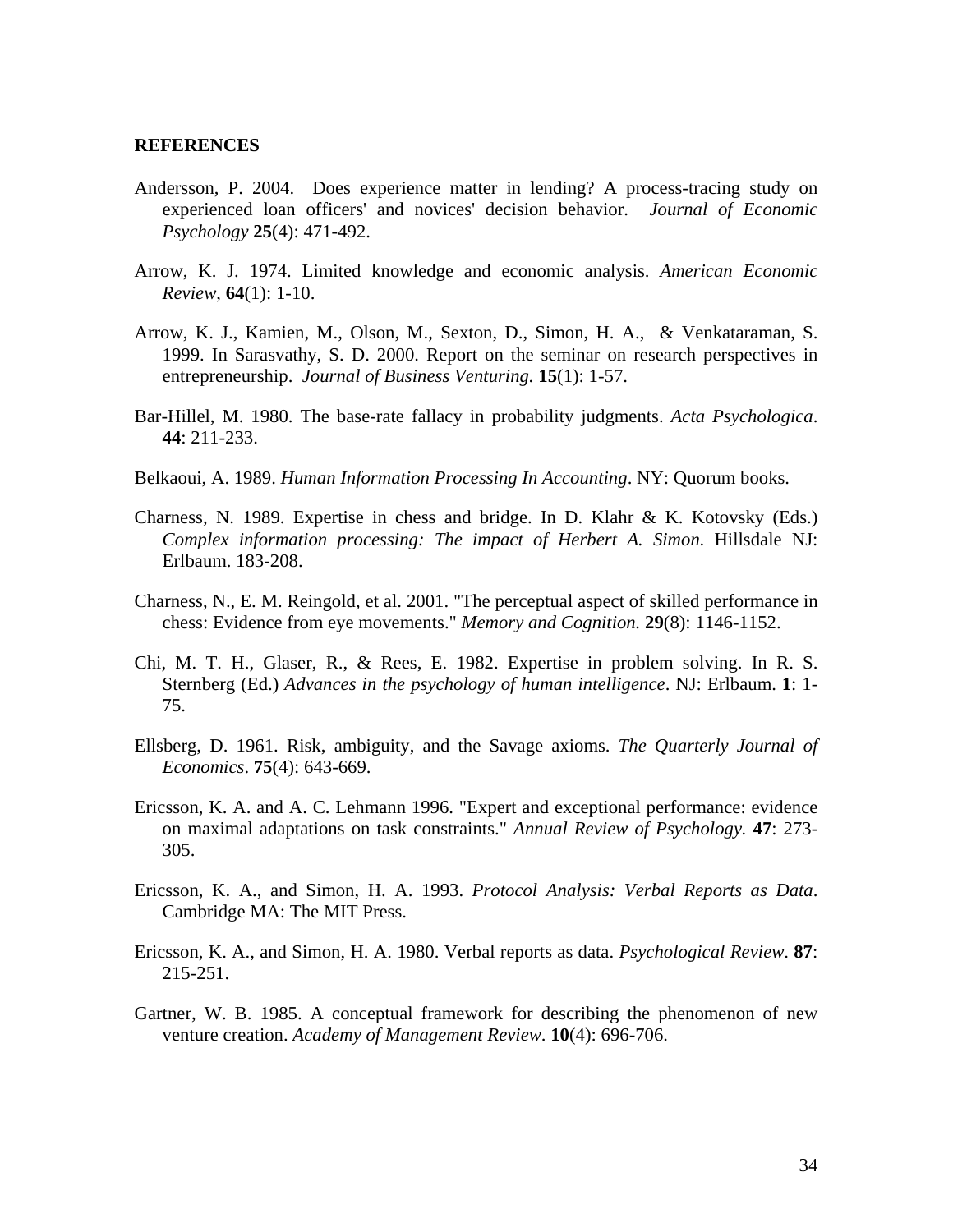**REFERENCES**

Andersson, P. 2004. Does experience matter in lending? A process-tracing study on experienced loan officers' and novices' decision behavior. *Journal of Economic Psychology* **25**(4): 471-492.

Arrow, K. J. 1974. Limited knowledge and economic analysis. *American Economic Review*, **64**(1): 1-10.

Arrow, K. J., Kamien, M., Olson, M., Sexton, D., Simon, H. A., & Venkataraman, S. 1999. In Sarasvathy, S. D. 2000. Report on the seminar on research perspectives in entrepreneurship. *Journal of Business Venturing.* **15**(1): 1-57.

Bar-Hillel, M. 1980. The base-rate fallacy in probability judgments. *Acta Psychologica*. **44**: 211-233.

Belkaoui, A. 1989. *Human Information Processing In Accounting*. NY: Quorum books.

Charness, N. 1989. Expertise in chess and bridge. In D. Klahr & K. Kotovsky (Eds.) *Complex information processing: The impact of Herbert A. Simon.* Hillsdale NJ: Erlbaum. 183-208.

Charness, N., E. M. Reingold, et al. 2001. "The perceptual aspect of skilled performance in chess: Evidence from eye movements." *Memory and Cognition.* **29**(8): 1146-1152.

Chi, M. T. H., Glaser, R., & Rees, E. 1982. Expertise in problem solving. In R. S. Sternberg (Ed.) *Advances in the psychology of human intelligence*. NJ: Erlbaum. **1**: 1-75.

Ellsberg, D. 1961. Risk, ambiguity, and the Savage axioms. *The Quarterly Journal of Economics*. **75**(4): 643-669.

Ericsson, K. A. and A. C. Lehmann 1996. "Expert and exceptional performance: evidence on maximal adaptations on task constraints." *Annual Review of Psychology.* **47**: 273-305.

Ericsson, K. A., and Simon, H. A. 1993. *Protocol Analysis: Verbal Reports as Data*. Cambridge MA: The MIT Press.

Ericsson, K. A., and Simon, H. A. 1980. Verbal reports as data. *Psychological Review*. **87**: 215-251.

Gartner, W. B. 1985. A conceptual framework for describing the phenomenon of new venture creation. *Academy of Management Review.* **10**(4): 696-706.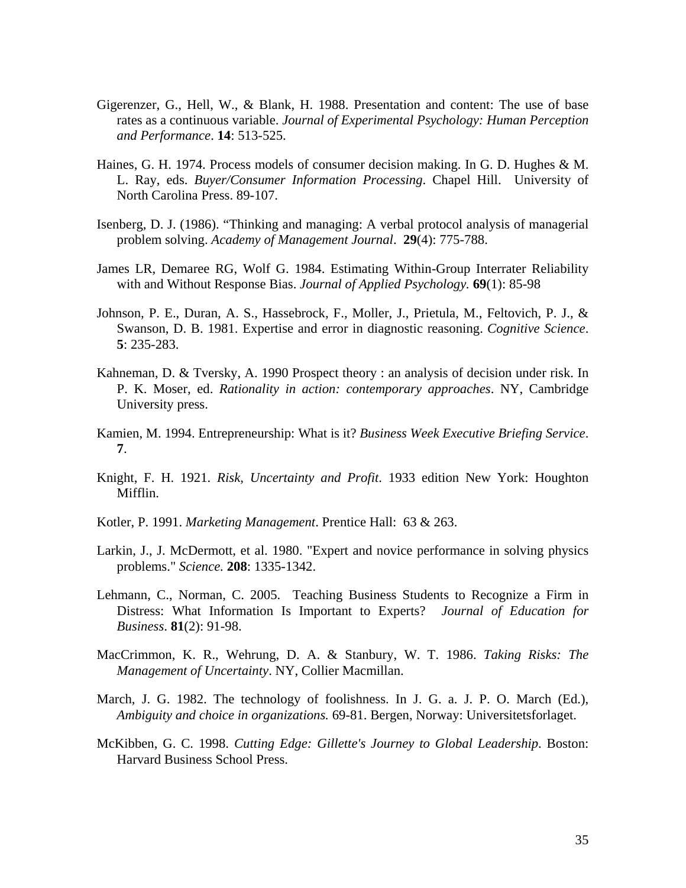Gigerenzer, G., Hell, W., & Blank, H. 1988. Presentation and content: The use of base rates as a continuous variable. *Journal of Experimental Psychology: Human Perception and Performance*. **14**: 513-525.

Haines, G. H. 1974. Process models of consumer decision making. In G. D. Hughes & M. L. Ray, eds. *Buyer/Consumer Information Processing*. Chapel Hill. University of North Carolina Press. 89-107.

Isenberg, D. J. (1986). "Thinking and managing: A verbal protocol analysis of managerial problem solving. *Academy of Management Journal*. **29**(4): 775-788.

James LR, Demaree RG, Wolf G. 1984. Estimating Within-Group Interrater Reliability with and Without Response Bias. *Journal of Applied Psychology.* **69**(1): 85-98

Johnson, P. E., Duran, A. S., Hassebrock, F., Moller, J., Prietula, M., Feltovich, P. J., & Swanson, D. B. 1981. Expertise and error in diagnostic reasoning. *Cognitive Science*. **5**: 235-283.

Kahneman, D. & Tversky, A. 1990 Prospect theory : an analysis of decision under risk. In P. K. Moser, ed. *Rationality in action: contemporary approaches*. NY, Cambridge University press.

Kamien, M. 1994. Entrepreneurship: What is it? *Business Week Executive Briefing Service*. **7**.

Knight, F. H. 1921. *Risk, Uncertainty and Profit*. 1933 edition New York: Houghton Mifflin.

Kotler, P. 1991. *Marketing Management*. Prentice Hall: 63 & 263.

Larkin, J., J. McDermott, et al. 1980. "Expert and novice performance in solving physics problems." *Science.* **208**: 1335-1342.

Lehmann, C., Norman, C. 2005. Teaching Business Students to Recognize a Firm in Distress: What Information Is Important to Experts? *Journal of Education for Business*. **81**(2): 91-98.

MacCrimmon, K. R., Wehrung, D. A. & Stanbury, W. T. 1986. *Taking Risks: The Management of Uncertainty*. NY, Collier Macmillan.

March, J. G. 1982. The technology of foolishness. In J. G. a. J. P. O. March (Ed.), *Ambiguity and choice in organizations.* 69-81. Bergen, Norway: Universitetsforlaget.

McKibben, G. C. 1998. *Cutting Edge: Gillette's Journey to Global Leadership*. Boston: Harvard Business School Press.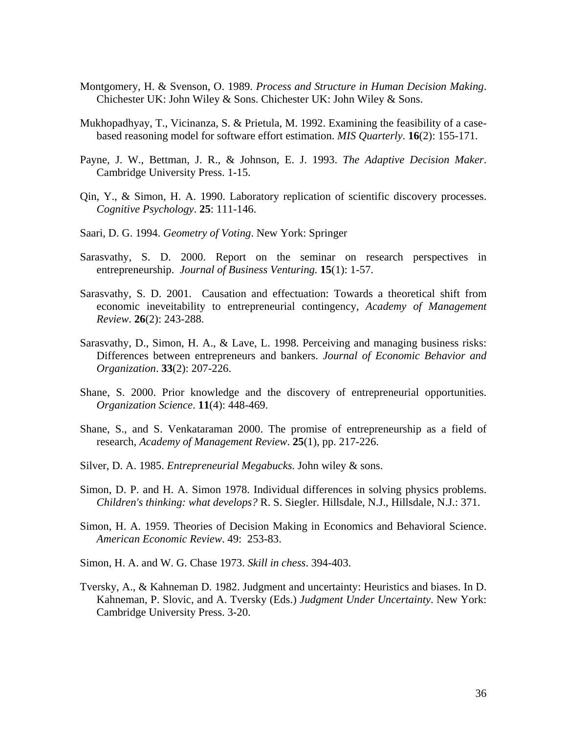Montgomery, H. & Svenson, O. 1989. *Process and Structure in Human Decision Making*. Chichester UK: John Wiley & Sons. Chichester UK: John Wiley & Sons.

Mukhopadhyay, T., Vicinanza, S. & Prietula, M. 1992. Examining the feasibility of a case-based reasoning model for software effort estimation. *MIS Quarterly*. **16**(2): 155-171.

Payne, J. W., Bettman, J. R., & Johnson, E. J. 1993. *The Adaptive Decision Maker*. Cambridge University Press. 1-15.

Qin, Y., & Simon, H. A. 1990. Laboratory replication of scientific discovery processes. *Cognitive Psychology*. **25**: 111-146.

Saari, D. G. 1994. *Geometry of Voting*. New York: Springer

Sarasvathy, S. D. 2000. Report on the seminar on research perspectives in entrepreneurship. *Journal of Business Venturing.* **15**(1): 1-57.

Sarasvathy, S. D. 2001. Causation and effectuation: Towards a theoretical shift from economic ineveitability to entrepreneurial contingency, *Academy of Management Review*. **26**(2): 243-288.

Sarasvathy, D., Simon, H. A., & Lave, L. 1998. Perceiving and managing business risks: Differences between entrepreneurs and bankers. *Journal of Economic Behavior and Organization*. **33**(2): 207-226.

Shane, S. 2000. Prior knowledge and the discovery of entrepreneurial opportunities. *Organization Science*. **11**(4): 448-469.

Shane, S., and S. Venkataraman 2000. The promise of entrepreneurship as a field of research, *Academy of Management Review*. **25**(1), pp. 217-226.

Silver, D. A. 1985. *Entrepreneurial Megabucks*. John wiley & sons.

Simon, D. P. and H. A. Simon 1978. Individual differences in solving physics problems. *Children's thinking: what develops?* R. S. Siegler. Hillsdale, N.J., Hillsdale, N.J.: 371.

Simon, H. A. 1959. Theories of Decision Making in Economics and Behavioral Science. *American Economic Review*. 49: 253-83.

Simon, H. A. and W. G. Chase 1973. *Skill in chess*. 394-403.

Tversky, A., & Kahneman D. 1982. Judgment and uncertainty: Heuristics and biases. In D. Kahneman, P. Slovic, and A. Tversky (Eds.) *Judgment Under Uncertainty*. New York: Cambridge University Press. 3-20.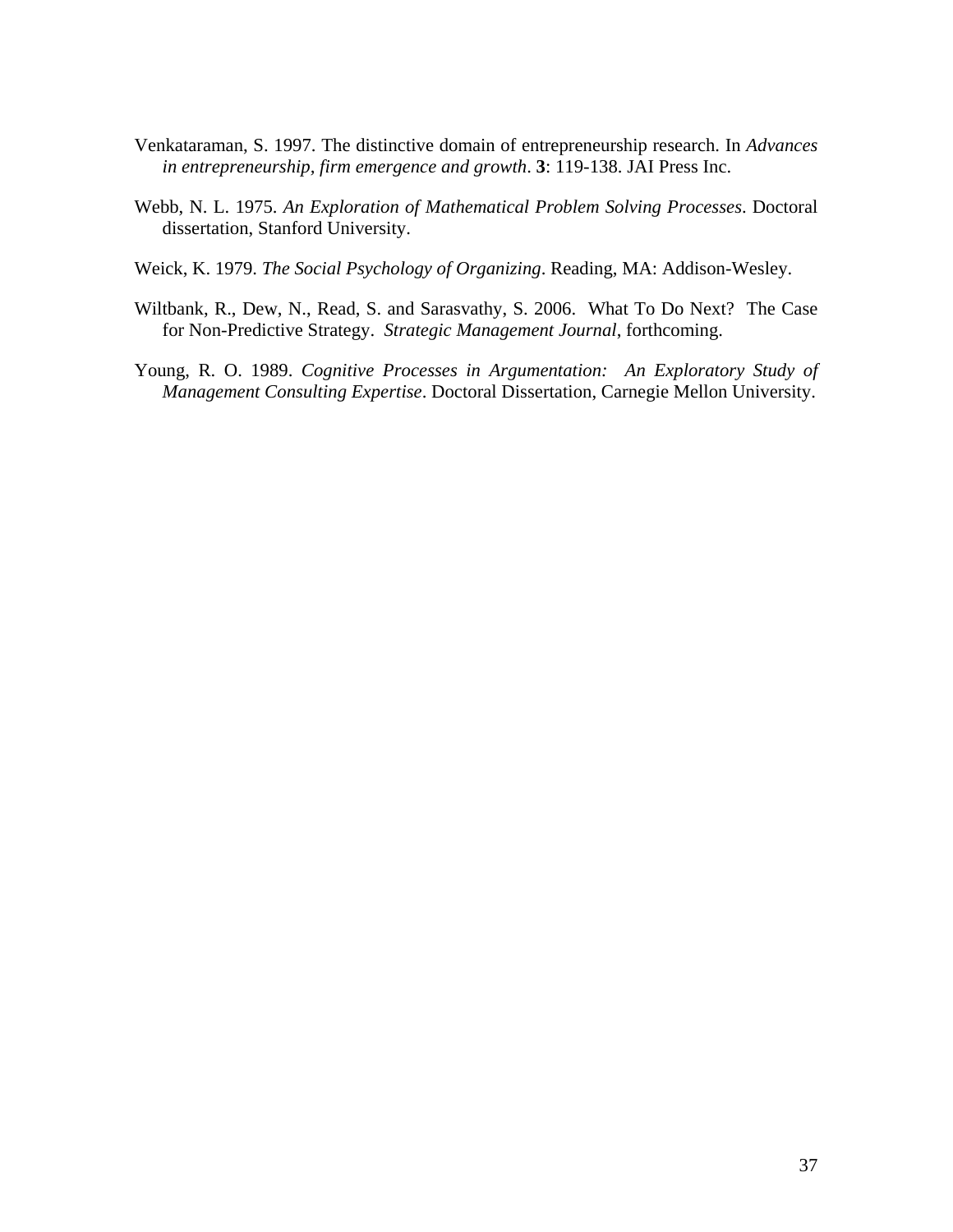Venkataraman, S. 1997. The distinctive domain of entrepreneurship research. In *Advances in entrepreneurship, firm emergence and growth*. **3**: 119-138. JAI Press Inc.

Webb, N. L. 1975. *An Exploration of Mathematical Problem Solving Processes*. Doctoral dissertation, Stanford University.

Weick, K. 1979. *The Social Psychology of Organizing*. Reading, MA: Addison-Wesley.

Wiltbank, R., Dew, N., Read, S. and Sarasvathy, S. 2006. What To Do Next? The Case for Non-Predictive Strategy. *Strategic Management Journal*, forthcoming.

Young, R. O. 1989. *Cognitive Processes in Argumentation: An Exploratory Study of Management Consulting Expertise*. Doctoral Dissertation, Carnegie Mellon University.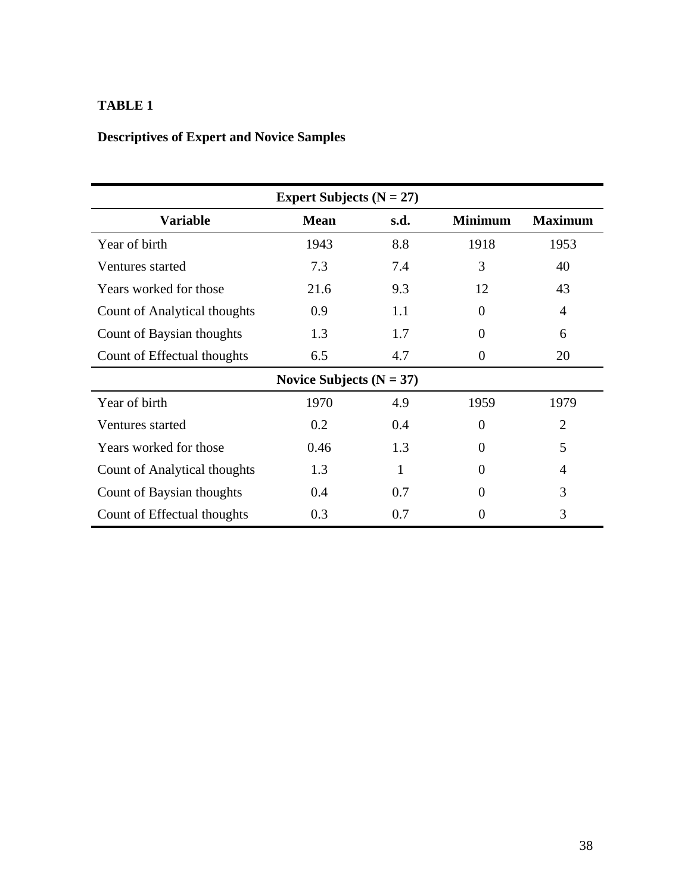**TABLE 1**

**Descriptives of Expert and Novice Samples**

| Variable | Mean | s.d. | Minimum | Maximum |
|---|---|---|---|---|
| **Expert Subjects (N = 27)** | | | | |
| Year of birth | 1943 | 8.8 | 1918 | 1953 |
| Ventures started | 7.3 | 7.4 | 3 | 40 |
| Years worked for those | 21.6 | 9.3 | 12 | 43 |
| Count of Analytical thoughts | 0.9 | 1.1 | 0 | 4 |
| Count of Baysian thoughts | 1.3 | 1.7 | 0 | 6 |
| Count of Effectual thoughts | 6.5 | 4.7 | 0 | 20 |
| **Novice Subjects (N = 37)** | | | | |
| Year of birth | 1970 | 4.9 | 1959 | 1979 |
| Ventures started | 0.2 | 0.4 | 0 | 2 |
| Years worked for those | 0.46 | 1.3 | 0 | 5 |
| Count of Analytical thoughts | 1.3 | 1 | 0 | 4 |
| Count of Baysian thoughts | 0.4 | 0.7 | 0 | 3 |
| Count of Effectual thoughts | 0.3 | 0.7 | 0 | 3 |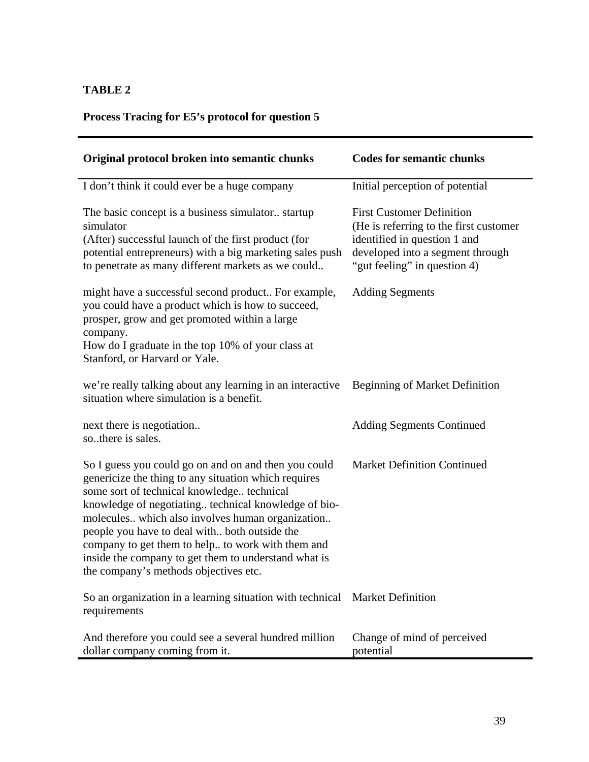**TABLE 2**

**Process Tracing for E5's protocol for question 5**

| Original protocol broken into semantic chunks | Codes for semantic chunks |
|---|---|
| I don't think it could ever be a huge company | Initial perception of potential |
| The basic concept is a business simulator.. startup simulator<br>(After) successful launch of the first product (for potential entrepreneurs) with a big marketing sales push to penetrate as many different markets as we could.. | First Customer Definition<br>(He is referring to the first customer identified in question 1 and developed into a segment through "gut feeling" in question 4) |
| might have a successful second product.. For example, you could have a product which is how to succeed, prosper, grow and get promoted within a large company.<br>How do I graduate in the top 10% of your class at Stanford, or Harvard or Yale. | Adding Segments |
| we're really talking about any learning in an interactive situation where simulation is a benefit. | Beginning of Market Definition |
| next there is negotiation..<br>so..there is sales. | Adding Segments Continued |
| So I guess you could go on and on and then you could genericize the thing to any situation which requires some sort of technical knowledge.. technical knowledge of negotiating.. technical knowledge of bio-molecules.. which also involves human organization.. people you have to deal with.. both outside the company to get them to help.. to work with them and inside the company to get them to understand what is the company's methods objectives etc. | Market Definition Continued |
| So an organization in a learning situation with technical requirements | Market Definition |
| And therefore you could see a several hundred million dollar company coming from it. | Change of mind of perceived potential |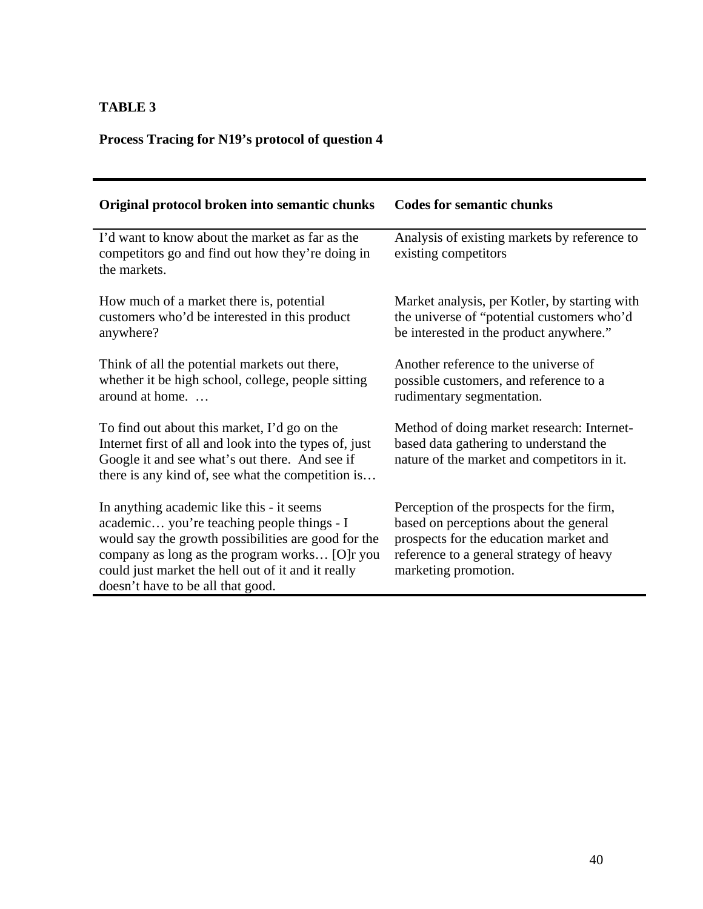**TABLE 3**

**Process Tracing for N19's protocol of question 4**

| Original protocol broken into semantic chunks | Codes for semantic chunks |
|---|---|
| I'd want to know about the market as far as the competitors go and find out how they're doing in the markets. | Analysis of existing markets by reference to existing competitors |
| How much of a market there is, potential customers who'd be interested in this product anywhere? | Market analysis, per Kotler, by starting with the universe of "potential customers who'd be interested in the product anywhere." |
| Think of all the potential markets out there, whether it be high school, college, people sitting around at home. … | Another reference to the universe of possible customers, and reference to a rudimentary segmentation. |
| To find out about this market, I'd go on the Internet first of all and look into the types of, just Google it and see what's out there. And see if there is any kind of, see what the competition is… | Method of doing market research: Internet-based data gathering to understand the nature of the market and competitors in it. |
| In anything academic like this - it seems academic… you're teaching people things - I would say the growth possibilities are good for the company as long as the program works… [O]r you could just market the hell out of it and it really doesn't have to be all that good. | Perception of the prospects for the firm, based on perceptions about the general prospects for the education market and reference to a general strategy of heavy marketing promotion. |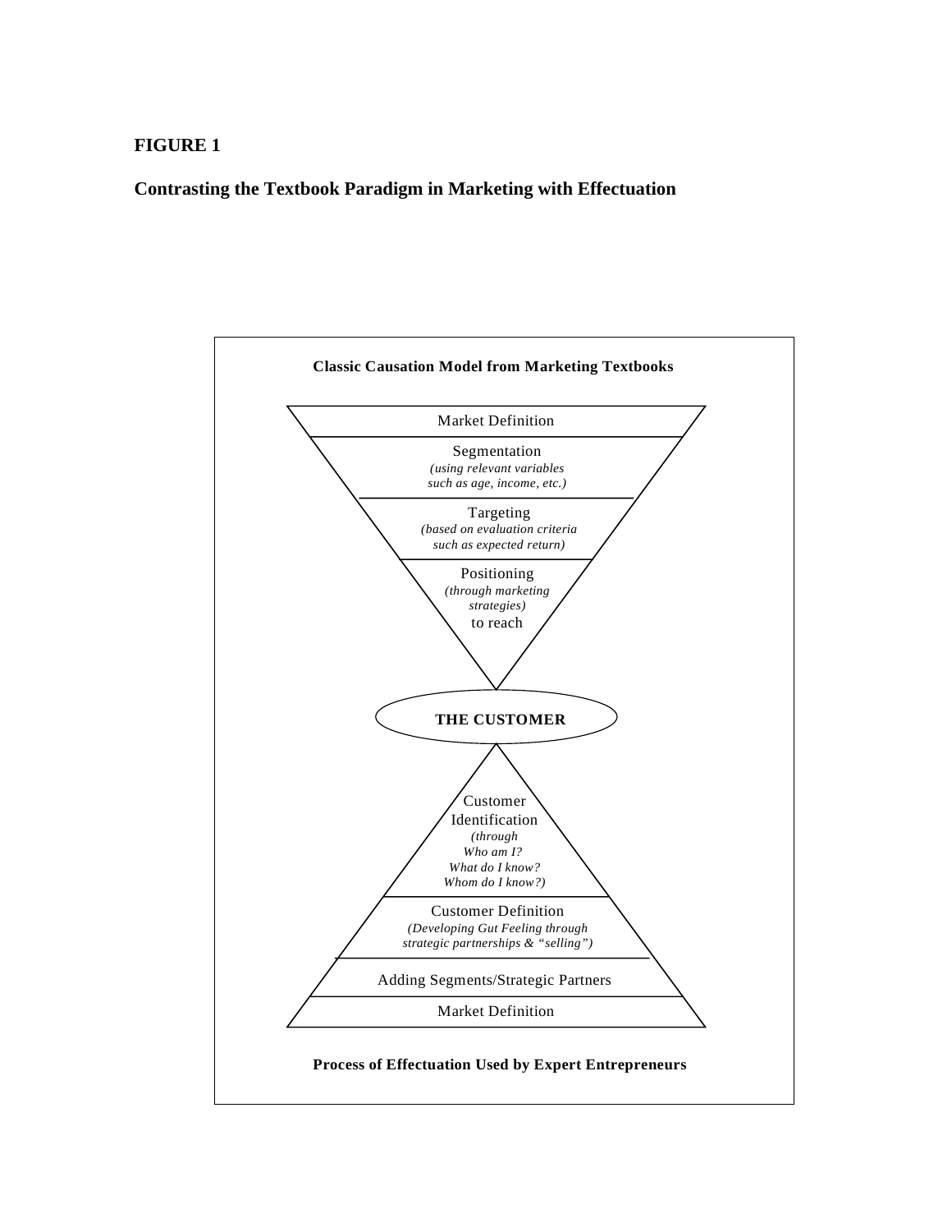**FIGURE 1**

**Contrasting the Textbook Paradigm in Marketing with Effectuation**

**Classic Causation Model from Marketing Textbooks**

Market Definition

Segmentation
*(using relevant variables such as age, income, etc.)*

Targeting
*(based on evaluation criteria such as expected return)*

Positioning
*(through marketing strategies)*
to reach

**THE CUSTOMER**

Customer Identification
*(through Who am I? What do I know? Whom do I know?)*

Customer Definition
*(Developing Gut Feeling through strategic partnerships & "selling")*

Adding Segments/Strategic Partners

Market Definition

**Process of Effectuation Used by Expert Entrepreneurs**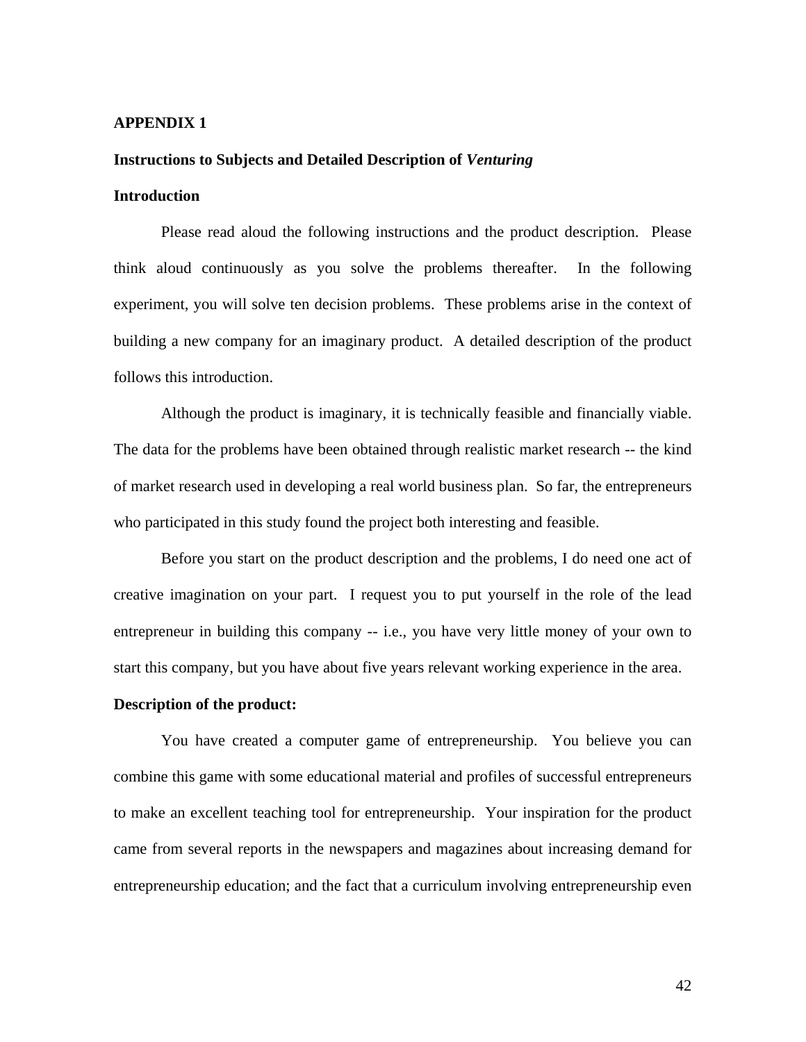**APPENDIX 1**

**Instructions to Subjects and Detailed Description of *Venturing***

**Introduction**

Please read aloud the following instructions and the product description. Please think aloud continuously as you solve the problems thereafter. In the following experiment, you will solve ten decision problems. These problems arise in the context of building a new company for an imaginary product. A detailed description of the product follows this introduction.

Although the product is imaginary, it is technically feasible and financially viable. The data for the problems have been obtained through realistic market research -- the kind of market research used in developing a real world business plan. So far, the entrepreneurs who participated in this study found the project both interesting and feasible.

Before you start on the product description and the problems, I do need one act of creative imagination on your part. I request you to put yourself in the role of the lead entrepreneur in building this company -- i.e., you have very little money of your own to start this company, but you have about five years relevant working experience in the area.

**Description of the product:**

You have created a computer game of entrepreneurship. You believe you can combine this game with some educational material and profiles of successful entrepreneurs to make an excellent teaching tool for entrepreneurship. Your inspiration for the product came from several reports in the newspapers and magazines about increasing demand for entrepreneurship education; and the fact that a curriculum involving entrepreneurship even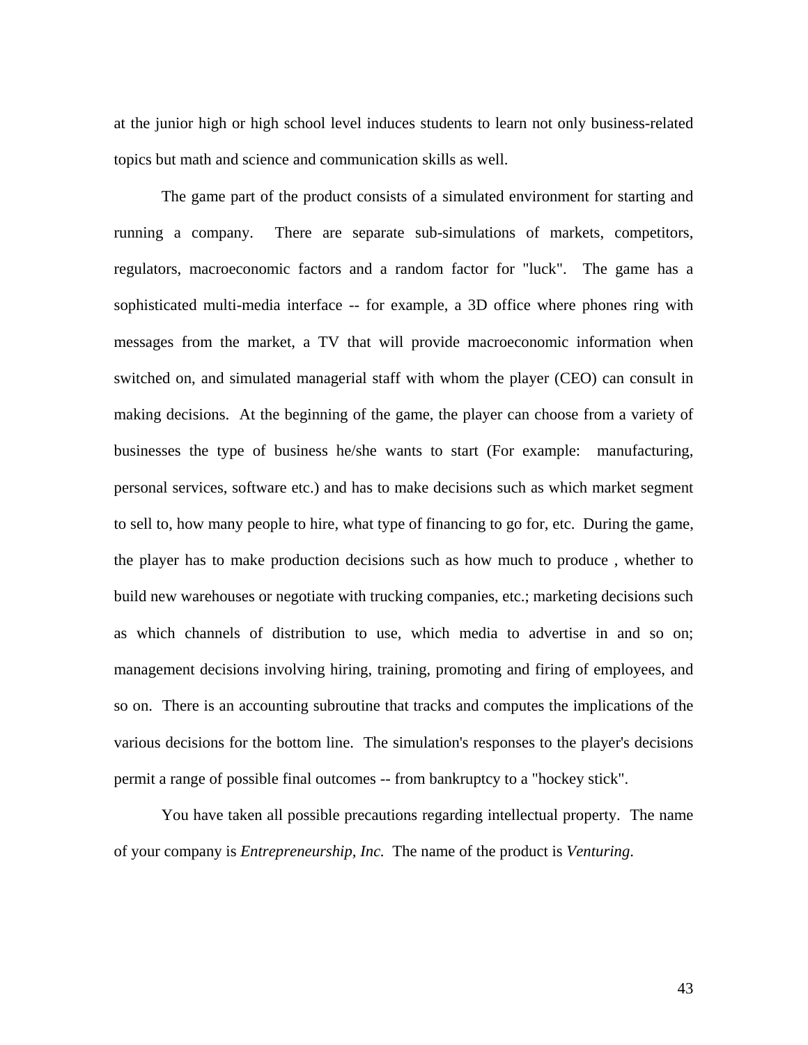at the junior high or high school level induces students to learn not only business-related topics but math and science and communication skills as well.

The game part of the product consists of a simulated environment for starting and running a company. There are separate sub-simulations of markets, competitors, regulators, macroeconomic factors and a random factor for "luck". The game has a sophisticated multi-media interface -- for example, a 3D office where phones ring with messages from the market, a TV that will provide macroeconomic information when switched on, and simulated managerial staff with whom the player (CEO) can consult in making decisions. At the beginning of the game, the player can choose from a variety of businesses the type of business he/she wants to start (For example: manufacturing, personal services, software etc.) and has to make decisions such as which market segment to sell to, how many people to hire, what type of financing to go for, etc. During the game, the player has to make production decisions such as how much to produce , whether to build new warehouses or negotiate with trucking companies, etc.; marketing decisions such as which channels of distribution to use, which media to advertise in and so on; management decisions involving hiring, training, promoting and firing of employees, and so on. There is an accounting subroutine that tracks and computes the implications of the various decisions for the bottom line. The simulation's responses to the player's decisions permit a range of possible final outcomes -- from bankruptcy to a "hockey stick".

You have taken all possible precautions regarding intellectual property. The name of your company is *Entrepreneurship, Inc.* The name of the product is *Venturing*.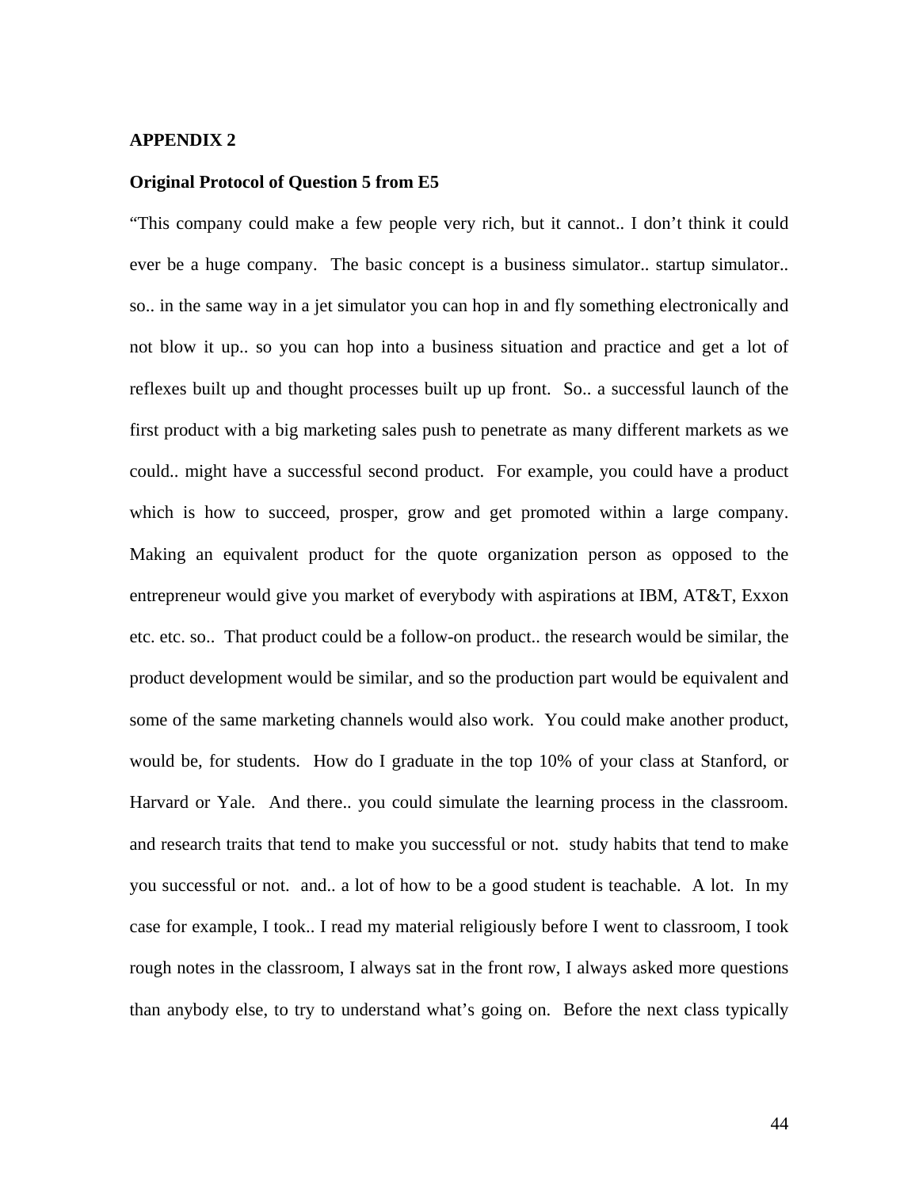**APPENDIX 2**

**Original Protocol of Question 5 from E5**

"This company could make a few people very rich, but it cannot.. I don't think it could ever be a huge company. The basic concept is a business simulator.. startup simulator.. so.. in the same way in a jet simulator you can hop in and fly something electronically and not blow it up.. so you can hop into a business situation and practice and get a lot of reflexes built up and thought processes built up up front. So.. a successful launch of the first product with a big marketing sales push to penetrate as many different markets as we could.. might have a successful second product. For example, you could have a product which is how to succeed, prosper, grow and get promoted within a large company. Making an equivalent product for the quote organization person as opposed to the entrepreneur would give you market of everybody with aspirations at IBM, AT&T, Exxon etc. etc. so.. That product could be a follow-on product.. the research would be similar, the product development would be similar, and so the production part would be equivalent and some of the same marketing channels would also work. You could make another product, would be, for students. How do I graduate in the top 10% of your class at Stanford, or Harvard or Yale. And there.. you could simulate the learning process in the classroom. and research traits that tend to make you successful or not. study habits that tend to make you successful or not. and.. a lot of how to be a good student is teachable. A lot. In my case for example, I took.. I read my material religiously before I went to classroom, I took rough notes in the classroom, I always sat in the front row, I always asked more questions than anybody else, to try to understand what's going on. Before the next class typically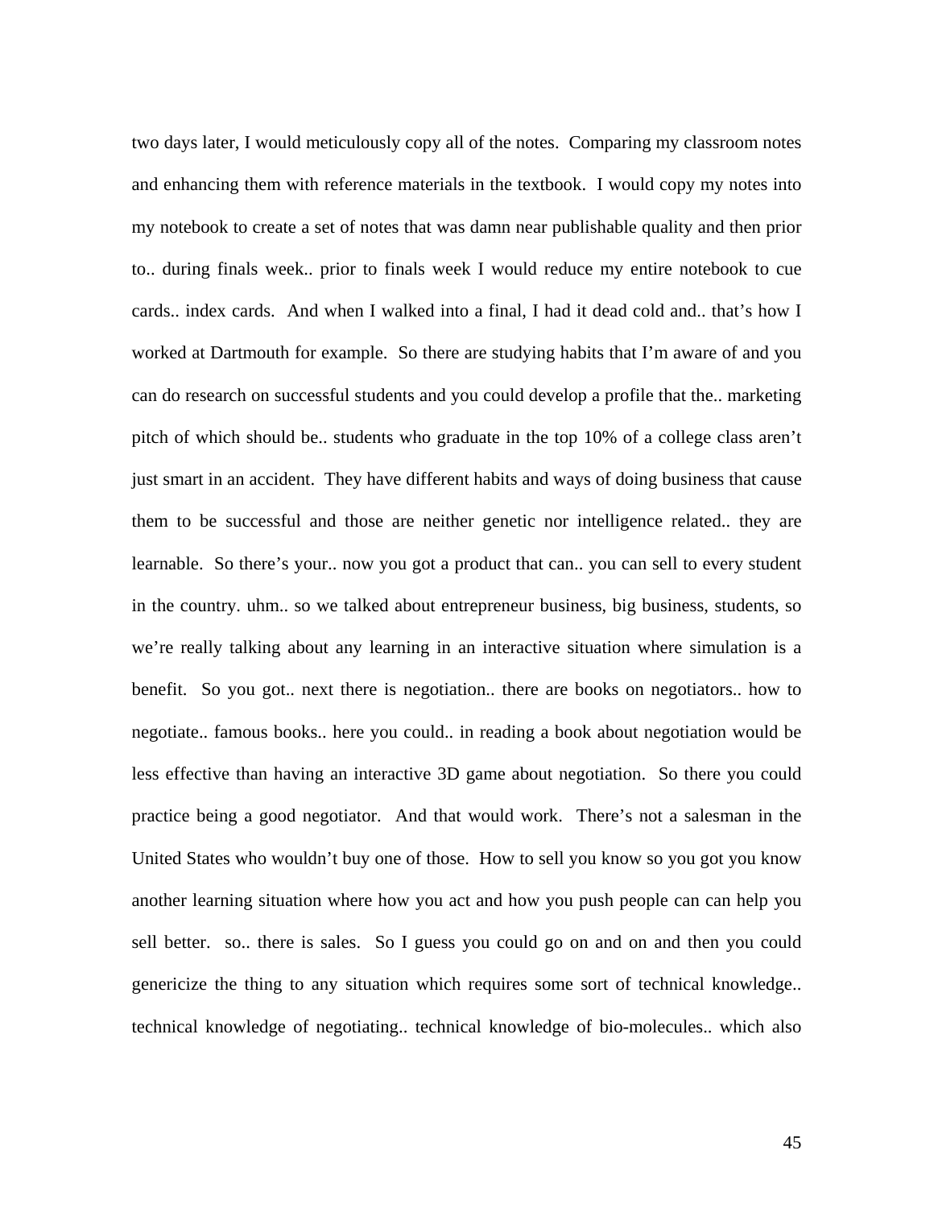two days later, I would meticulously copy all of the notes. Comparing my classroom notes and enhancing them with reference materials in the textbook. I would copy my notes into my notebook to create a set of notes that was damn near publishable quality and then prior to.. during finals week.. prior to finals week I would reduce my entire notebook to cue cards.. index cards. And when I walked into a final, I had it dead cold and.. that's how I worked at Dartmouth for example. So there are studying habits that I'm aware of and you can do research on successful students and you could develop a profile that the.. marketing pitch of which should be.. students who graduate in the top 10% of a college class aren't just smart in an accident. They have different habits and ways of doing business that cause them to be successful and those are neither genetic nor intelligence related.. they are learnable. So there's your.. now you got a product that can.. you can sell to every student in the country. uhm.. so we talked about entrepreneur business, big business, students, so we're really talking about any learning in an interactive situation where simulation is a benefit. So you got.. next there is negotiation.. there are books on negotiators.. how to negotiate.. famous books.. here you could.. in reading a book about negotiation would be less effective than having an interactive 3D game about negotiation. So there you could practice being a good negotiator. And that would work. There's not a salesman in the United States who wouldn't buy one of those. How to sell you know so you got you know another learning situation where how you act and how you push people can can help you sell better. so.. there is sales. So I guess you could go on and on and then you could genericize the thing to any situation which requires some sort of technical knowledge.. technical knowledge of negotiating.. technical knowledge of bio-molecules.. which also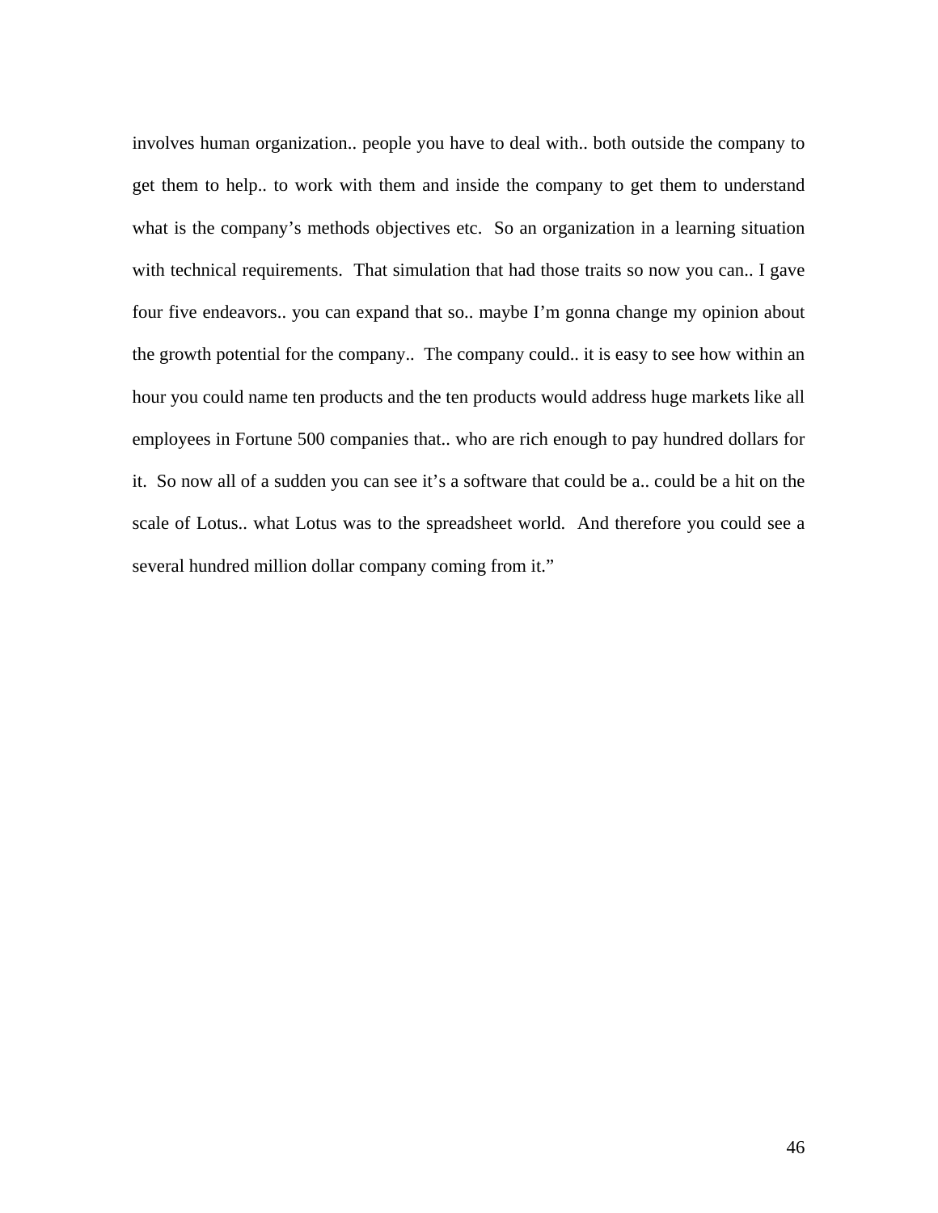involves human organization.. people you have to deal with.. both outside the company to get them to help.. to work with them and inside the company to get them to understand what is the company's methods objectives etc.  So an organization in a learning situation with technical requirements.  That simulation that had those traits so now you can.. I gave four five endeavors.. you can expand that so.. maybe I'm gonna change my opinion about the growth potential for the company..  The company could.. it is easy to see how within an hour you could name ten products and the ten products would address huge markets like all employees in Fortune 500 companies that.. who are rich enough to pay hundred dollars for it.  So now all of a sudden you can see it's a software that could be a.. could be a hit on the scale of Lotus.. what Lotus was to the spreadsheet world.  And therefore you could see a several hundred million dollar company coming from it."